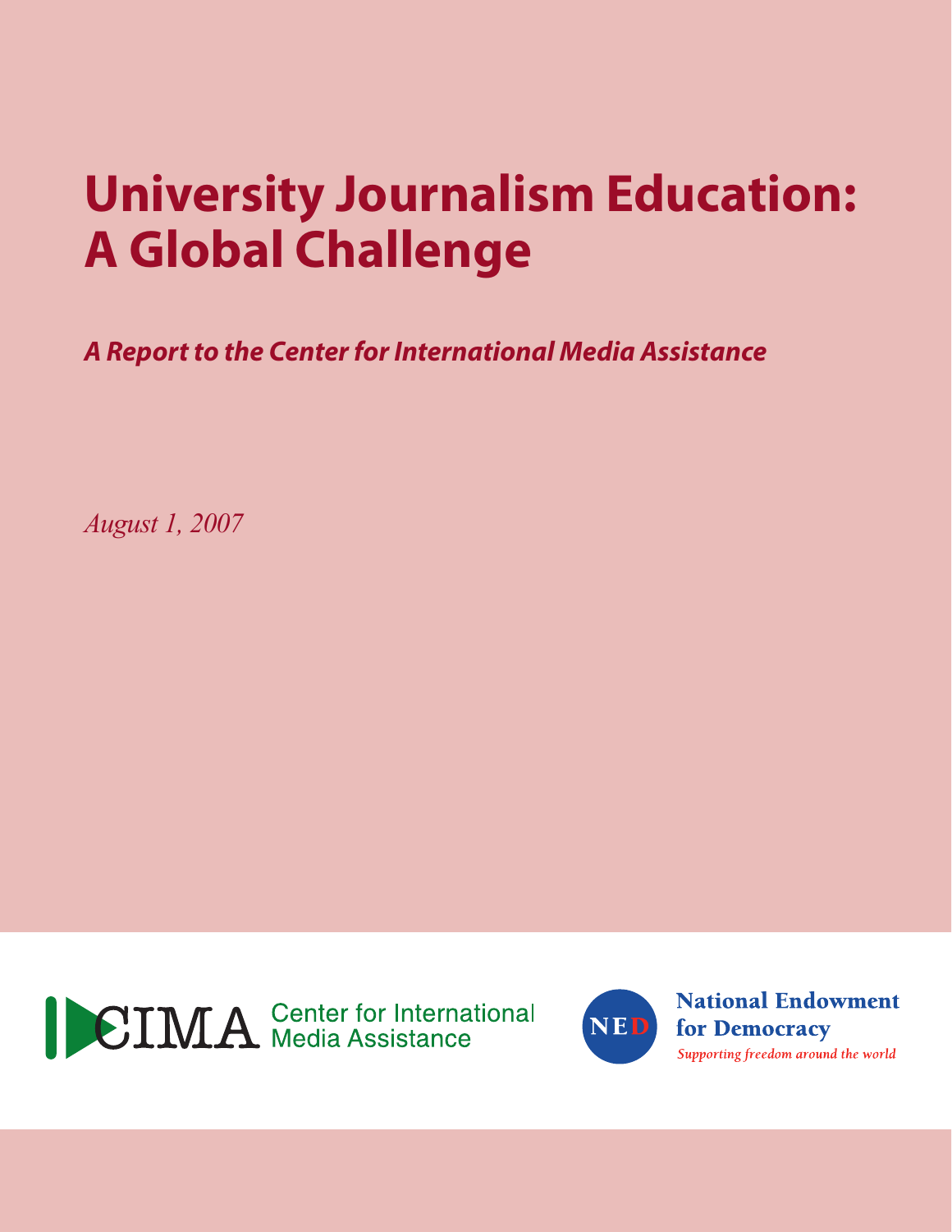# University Journalism Education: A Global Challenge

***A Report to the Center for International Media Assistance***

*August 1, 2007*

CIMA Center for International Media Assistance

NED National Endowment for Democracy

*Supporting freedom around the world*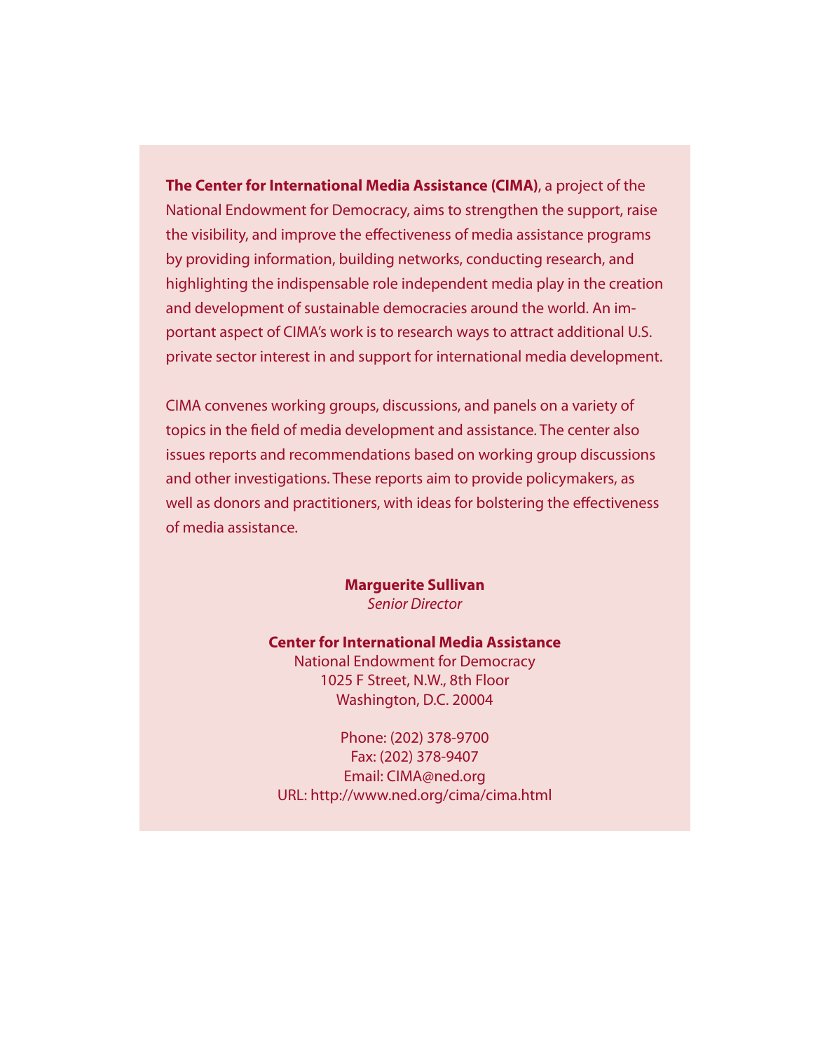**The Center for International Media Assistance (CIMA)**, a project of the National Endowment for Democracy, aims to strengthen the support, raise the visibility, and improve the effectiveness of media assistance programs by providing information, building networks, conducting research, and highlighting the indispensable role independent media play in the creation and development of sustainable democracies around the world. An important aspect of CIMA's work is to research ways to attract additional U.S. private sector interest in and support for international media development.

CIMA convenes working groups, discussions, and panels on a variety of topics in the field of media development and assistance. The center also issues reports and recommendations based on working group discussions and other investigations. These reports aim to provide policymakers, as well as donors and practitioners, with ideas for bolstering the effectiveness of media assistance.

**Marguerite Sullivan**
*Senior Director*

**Center for International Media Assistance**
National Endowment for Democracy
1025 F Street, N.W., 8th Floor
Washington, D.C. 20004

Phone: (202) 378-9700
Fax: (202) 378-9407
Email: CIMA@ned.org
URL: http://www.ned.org/cima/cima.html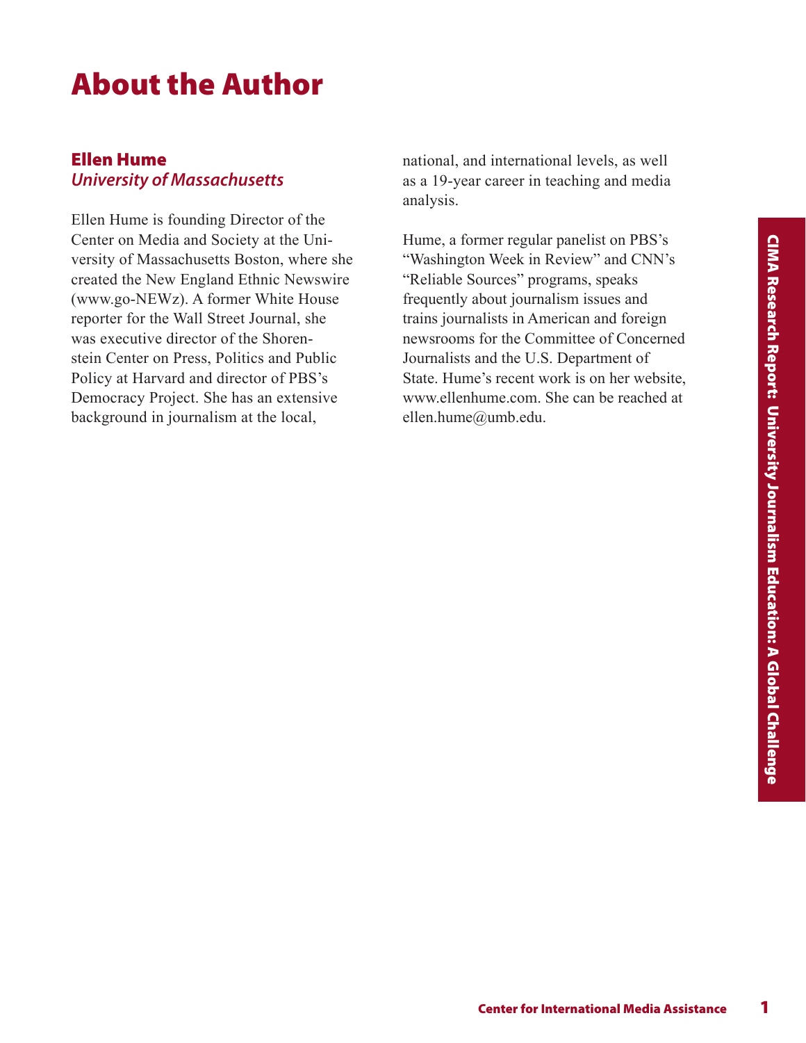# About the Author

## Ellen Hume
### *University of Massachusetts*

Ellen Hume is founding Director of the Center on Media and Society at the University of Massachusetts Boston, where she created the New England Ethnic Newswire (www.go-NEWz). A former White House reporter for the Wall Street Journal, she was executive director of the Shorenstein Center on Press, Politics and Public Policy at Harvard and director of PBS's Democracy Project. She has an extensive background in journalism at the local, national, and international levels, as well as a 19-year career in teaching and media analysis.

Hume, a former regular panelist on PBS's "Washington Week in Review" and CNN's "Reliable Sources" programs, speaks frequently about journalism issues and trains journalists in American and foreign newsrooms for the Committee of Concerned Journalists and the U.S. Department of State. Hume's recent work is on her website, www.ellenhume.com. She can be reached at ellen.hume@umb.edu.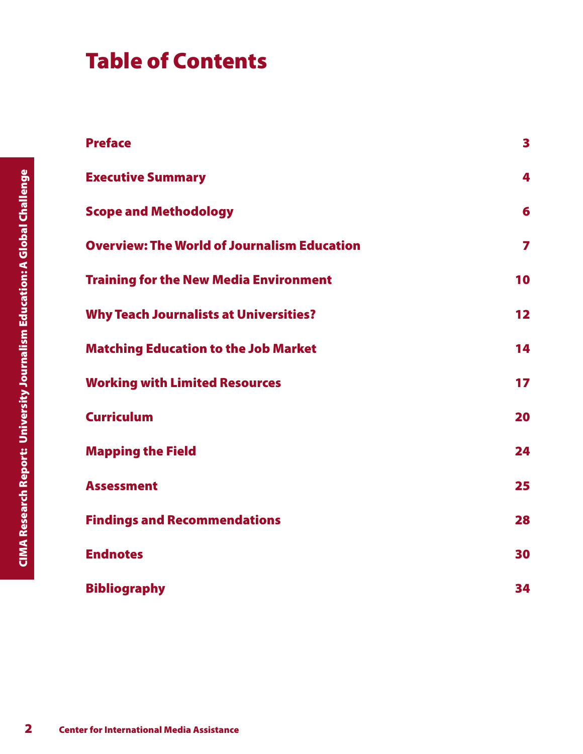# Table of Contents

| | |
|---|---|
| **Preface** | **3** |
| **Executive Summary** | **4** |
| **Scope and Methodology** | **6** |
| **Overview: The World of Journalism Education** | **7** |
| **Training for the New Media Environment** | **10** |
| **Why Teach Journalists at Universities?** | **12** |
| **Matching Education to the Job Market** | **14** |
| **Working with Limited Resources** | **17** |
| **Curriculum** | **20** |
| **Mapping the Field** | **24** |
| **Assessment** | **25** |
| **Findings and Recommendations** | **28** |
| **Endnotes** | **30** |
| **Bibliography** | **34** |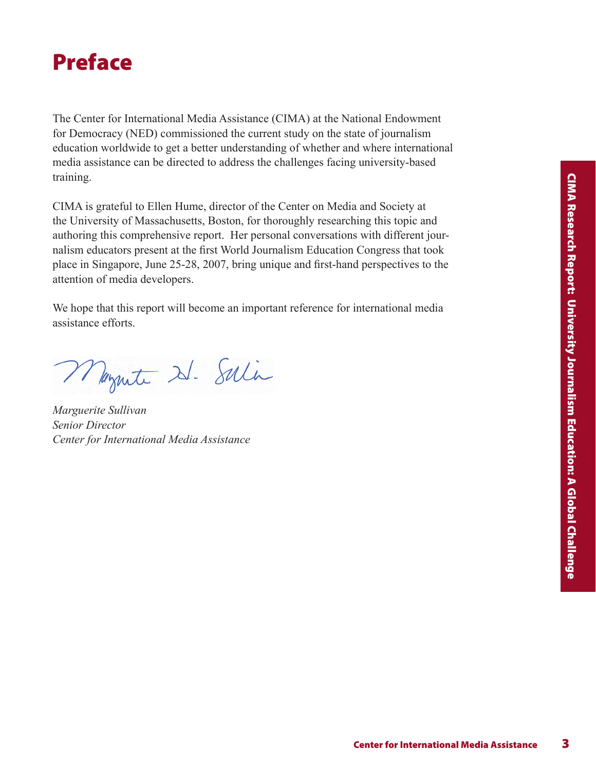# Preface

The Center for International Media Assistance (CIMA) at the National Endowment for Democracy (NED) commissioned the current study on the state of journalism education worldwide to get a better understanding of whether and where international media assistance can be directed to address the challenges facing university-based training.

CIMA is grateful to Ellen Hume, director of the Center on Media and Society at the University of Massachusetts, Boston, for thoroughly researching this topic and authoring this comprehensive report. Her personal conversations with different journalism educators present at the first World Journalism Education Congress that took place in Singapore, June 25-28, 2007, bring unique and first-hand perspectives to the attention of media developers.

We hope that this report will become an important reference for international media assistance efforts.

*Marguerite Sullivan*
*Senior Director*
*Center for International Media Assistance*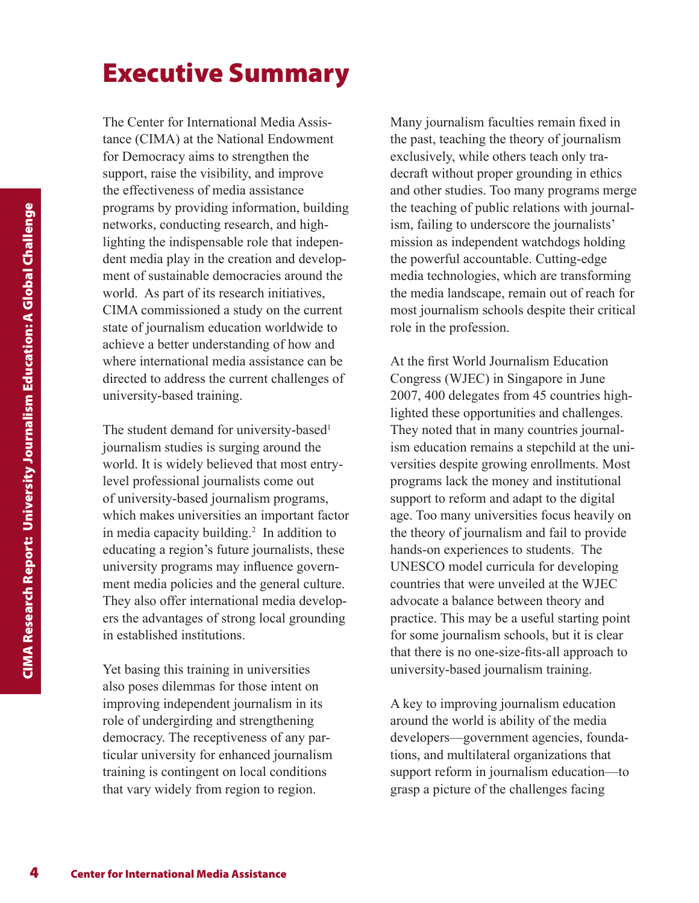# Executive Summary

The Center for International Media Assistance (CIMA) at the National Endowment for Democracy aims to strengthen the support, raise the visibility, and improve the effectiveness of media assistance programs by providing information, building networks, conducting research, and highlighting the indispensable role that independent media play in the creation and development of sustainable democracies around the world. As part of its research initiatives, CIMA commissioned a study on the current state of journalism education worldwide to achieve a better understanding of how and where international media assistance can be directed to address the current challenges of university-based training.

The student demand for university-based[1] journalism studies is surging around the world. It is widely believed that most entry-level professional journalists come out of university-based journalism programs, which makes universities an important factor in media capacity building.[2] In addition to educating a region's future journalists, these university programs may influence government media policies and the general culture. They also offer international media developers the advantages of strong local grounding in established institutions.

Yet basing this training in universities also poses dilemmas for those intent on improving independent journalism in its role of undergirding and strengthening democracy. The receptiveness of any particular university for enhanced journalism training is contingent on local conditions that vary widely from region to region.

Many journalism faculties remain fixed in the past, teaching the theory of journalism exclusively, while others teach only tradecraft without proper grounding in ethics and other studies. Too many programs merge the teaching of public relations with journalism, failing to underscore the journalists' mission as independent watchdogs holding the powerful accountable. Cutting-edge media technologies, which are transforming the media landscape, remain out of reach for most journalism schools despite their critical role in the profession.

At the first World Journalism Education Congress (WJEC) in Singapore in June 2007, 400 delegates from 45 countries highlighted these opportunities and challenges. They noted that in many countries journalism education remains a stepchild at the universities despite growing enrollments. Most programs lack the money and institutional support to reform and adapt to the digital age. Too many universities focus heavily on the theory of journalism and fail to provide hands-on experiences to students. The UNESCO model curricula for developing countries that were unveiled at the WJEC advocate a balance between theory and practice. This may be a useful starting point for some journalism schools, but it is clear that there is no one-size-fits-all approach to university-based journalism training.

A key to improving journalism education around the world is ability of the media developers—government agencies, foundations, and multilateral organizations that support reform in journalism education—to grasp a picture of the challenges facing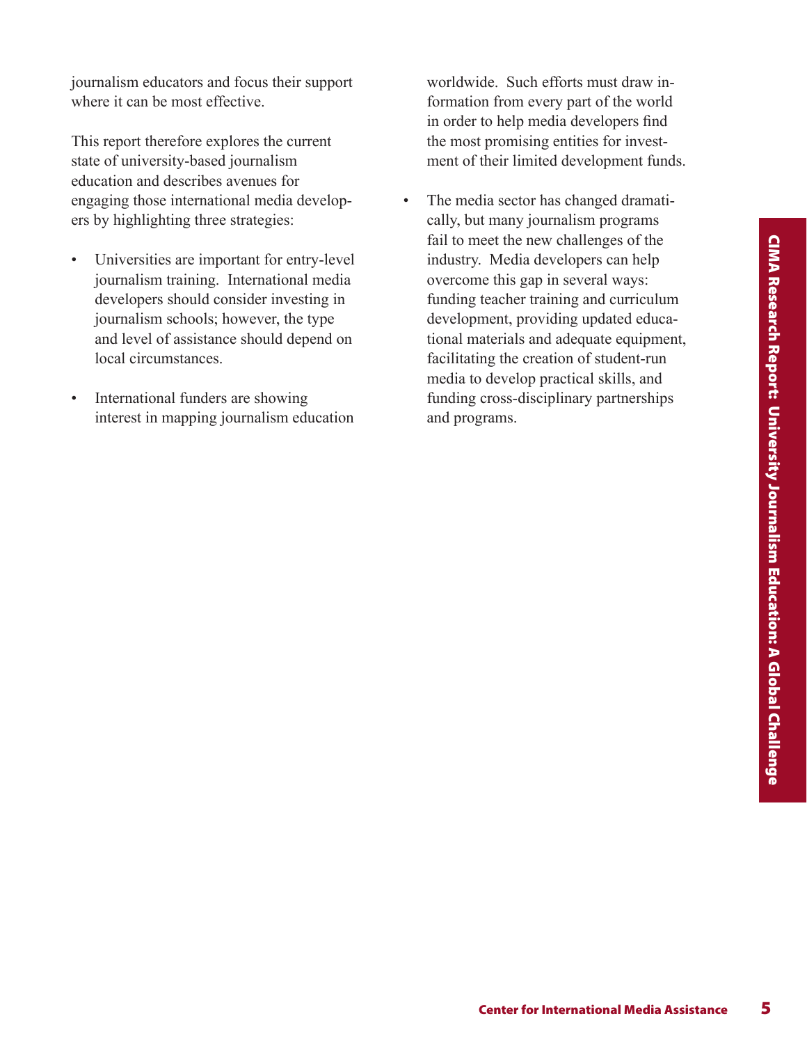journalism educators and focus their support where it can be most effective.

This report therefore explores the current state of university-based journalism education and describes avenues for engaging those international media developers by highlighting three strategies:

- Universities are important for entry-level journalism training. International media developers should consider investing in journalism schools; however, the type and level of assistance should depend on local circumstances.

- International funders are showing interest in mapping journalism education worldwide. Such efforts must draw information from every part of the world in order to help media developers find the most promising entities for investment of their limited development funds.

- The media sector has changed dramatically, but many journalism programs fail to meet the new challenges of the industry. Media developers can help overcome this gap in several ways: funding teacher training and curriculum development, providing updated educational materials and adequate equipment, facilitating the creation of student-run media to develop practical skills, and funding cross-disciplinary partnerships and programs.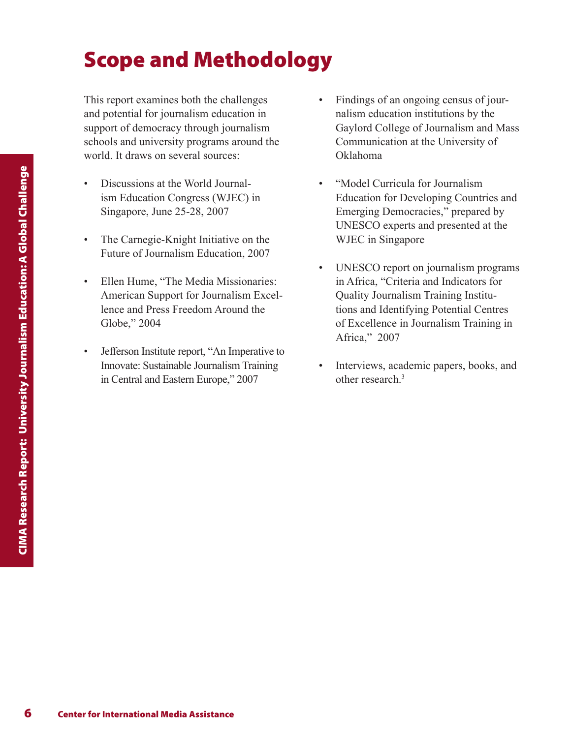# Scope and Methodology

This report examines both the challenges and potential for journalism education in support of democracy through journalism schools and university programs around the world. It draws on several sources:

- Discussions at the World Journalism Education Congress (WJEC) in Singapore, June 25-28, 2007
- The Carnegie-Knight Initiative on the Future of Journalism Education, 2007
- Ellen Hume, "The Media Missionaries: American Support for Journalism Excellence and Press Freedom Around the Globe," 2004
- Jefferson Institute report, "An Imperative to Innovate: Sustainable Journalism Training in Central and Eastern Europe," 2007
- Findings of an ongoing census of journalism education institutions by the Gaylord College of Journalism and Mass Communication at the University of Oklahoma
- "Model Curricula for Journalism Education for Developing Countries and Emerging Democracies," prepared by UNESCO experts and presented at the WJEC in Singapore
- UNESCO report on journalism programs in Africa, "Criteria and Indicators for Quality Journalism Training Institutions and Identifying Potential Centres of Excellence in Journalism Training in Africa," 2007
- Interviews, academic papers, books, and other research.[3]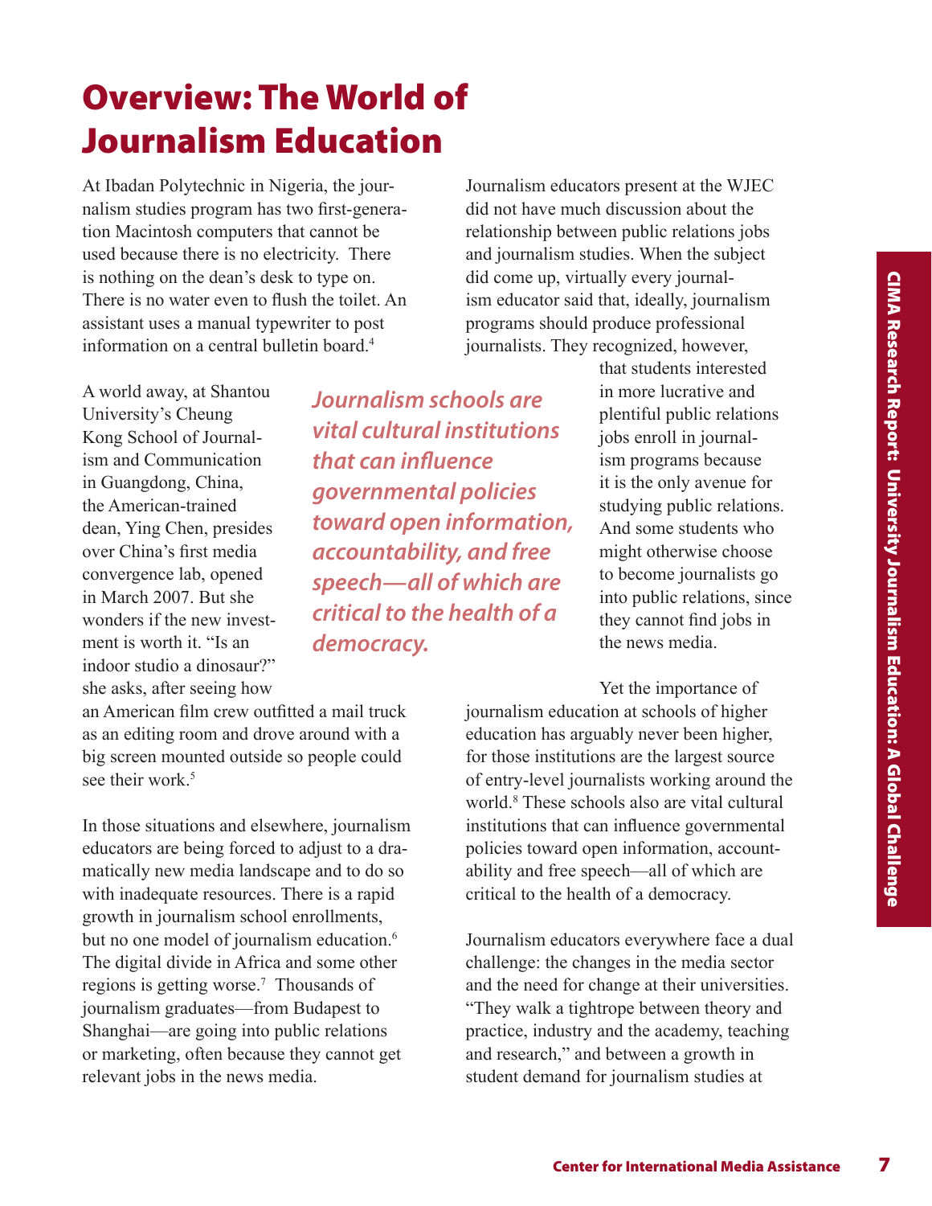# Overview: The World of Journalism Education

At Ibadan Polytechnic in Nigeria, the journalism studies program has two first-generation Macintosh computers that cannot be used because there is no electricity. There is nothing on the dean's desk to type on. There is no water even to flush the toilet. An assistant uses a manual typewriter to post information on a central bulletin board.[4]

A world away, at Shantou University's Cheung Kong School of Journalism and Communication in Guangdong, China, the American-trained dean, Ying Chen, presides over China's first media convergence lab, opened in March 2007. But she wonders if the new investment is worth it. "Is an indoor studio a dinosaur?" she asks, after seeing how an American film crew outfitted a mail truck as an editing room and drove around with a big screen mounted outside so people could see their work.[5]

In those situations and elsewhere, journalism educators are being forced to adjust to a dramatically new media landscape and to do so with inadequate resources. There is a rapid growth in journalism school enrollments, but no one model of journalism education.[6] The digital divide in Africa and some other regions is getting worse.[7] Thousands of journalism graduates—from Budapest to Shanghai—are going into public relations or marketing, often because they cannot get relevant jobs in the news media.

*Journalism schools are vital cultural institutions that can influence governmental policies toward open information, accountability, and free speech—all of which are critical to the health of a democracy.*

Journalism educators present at the WJEC did not have much discussion about the relationship between public relations jobs and journalism studies. When the subject did come up, virtually every journalism educator said that, ideally, journalism programs should produce professional journalists. They recognized, however, that students interested in more lucrative and plentiful public relations jobs enroll in journalism programs because it is the only avenue for studying public relations. And some students who might otherwise choose to become journalists go into public relations, since they cannot find jobs in the news media.

Yet the importance of journalism education at schools of higher education has arguably never been higher, for those institutions are the largest source of entry-level journalists working around the world.[8] These schools also are vital cultural institutions that can influence governmental policies toward open information, accountability and free speech—all of which are critical to the health of a democracy.

Journalism educators everywhere face a dual challenge: the changes in the media sector and the need for change at their universities. "They walk a tightrope between theory and practice, industry and the academy, teaching and research," and between a growth in student demand for journalism studies at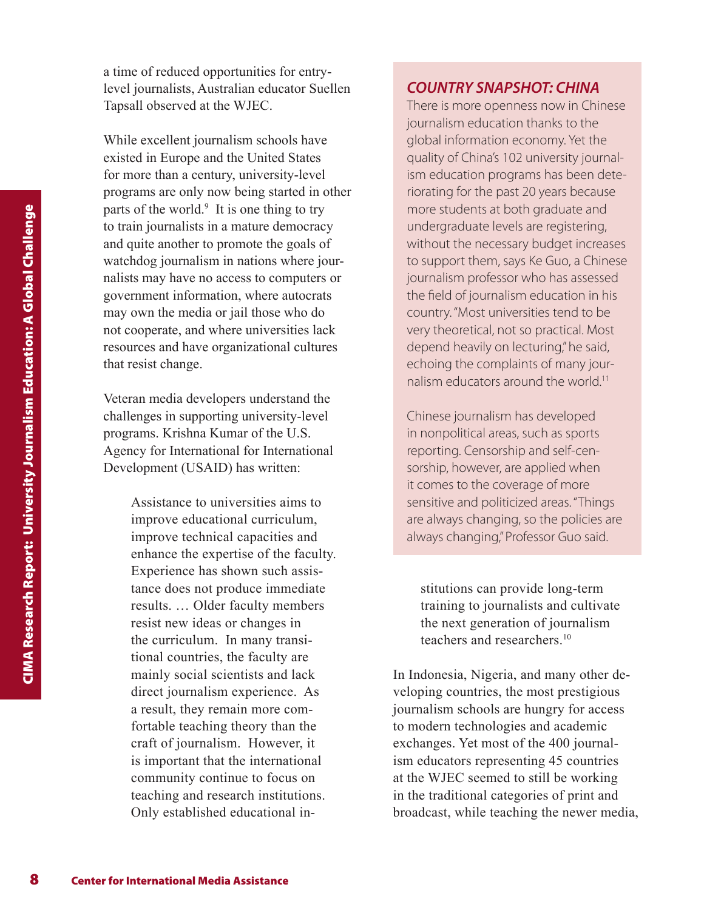a time of reduced opportunities for entry-level journalists, Australian educator Suellen Tapsall observed at the WJEC.

While excellent journalism schools have existed in Europe and the United States for more than a century, university-level programs are only now being started in other parts of the world.[9] It is one thing to try to train journalists in a mature democracy and quite another to promote the goals of watchdog journalism in nations where journalists may have no access to computers or government information, where autocrats may own the media or jail those who do not cooperate, and where universities lack resources and have organizational cultures that resist change.

Veteran media developers understand the challenges in supporting university-level programs. Krishna Kumar of the U.S. Agency for International for International Development (USAID) has written:

> Assistance to universities aims to improve educational curriculum, improve technical capacities and enhance the expertise of the faculty. Experience has shown such assistance does not produce immediate results. … Older faculty members resist new ideas or changes in the curriculum. In many transitional countries, the faculty are mainly social scientists and lack direct journalism experience. As a result, they remain more comfortable teaching theory than the craft of journalism. However, it is important that the international community continue to focus on teaching and research institutions. Only established educational institutions can provide long-term training to journalists and cultivate the next generation of journalism teachers and researchers.[10]

In Indonesia, Nigeria, and many other developing countries, the most prestigious journalism schools are hungry for access to modern technologies and academic exchanges. Yet most of the 400 journalism educators representing 45 countries at the WJEC seemed to still be working in the traditional categories of print and broadcast, while teaching the newer media,

### *COUNTRY SNAPSHOT: CHINA*

There is more openness now in Chinese journalism education thanks to the global information economy. Yet the quality of China's 102 university journalism education programs has been deteriorating for the past 20 years because more students at both graduate and undergraduate levels are registering, without the necessary budget increases to support them, says Ke Guo, a Chinese journalism professor who has assessed the field of journalism education in his country. "Most universities tend to be very theoretical, not so practical. Most depend heavily on lecturing," he said, echoing the complaints of many journalism educators around the world.[11]

Chinese journalism has developed in nonpolitical areas, such as sports reporting. Censorship and self-censorship, however, are applied when it comes to the coverage of more sensitive and politicized areas. "Things are always changing, so the policies are always changing," Professor Guo said.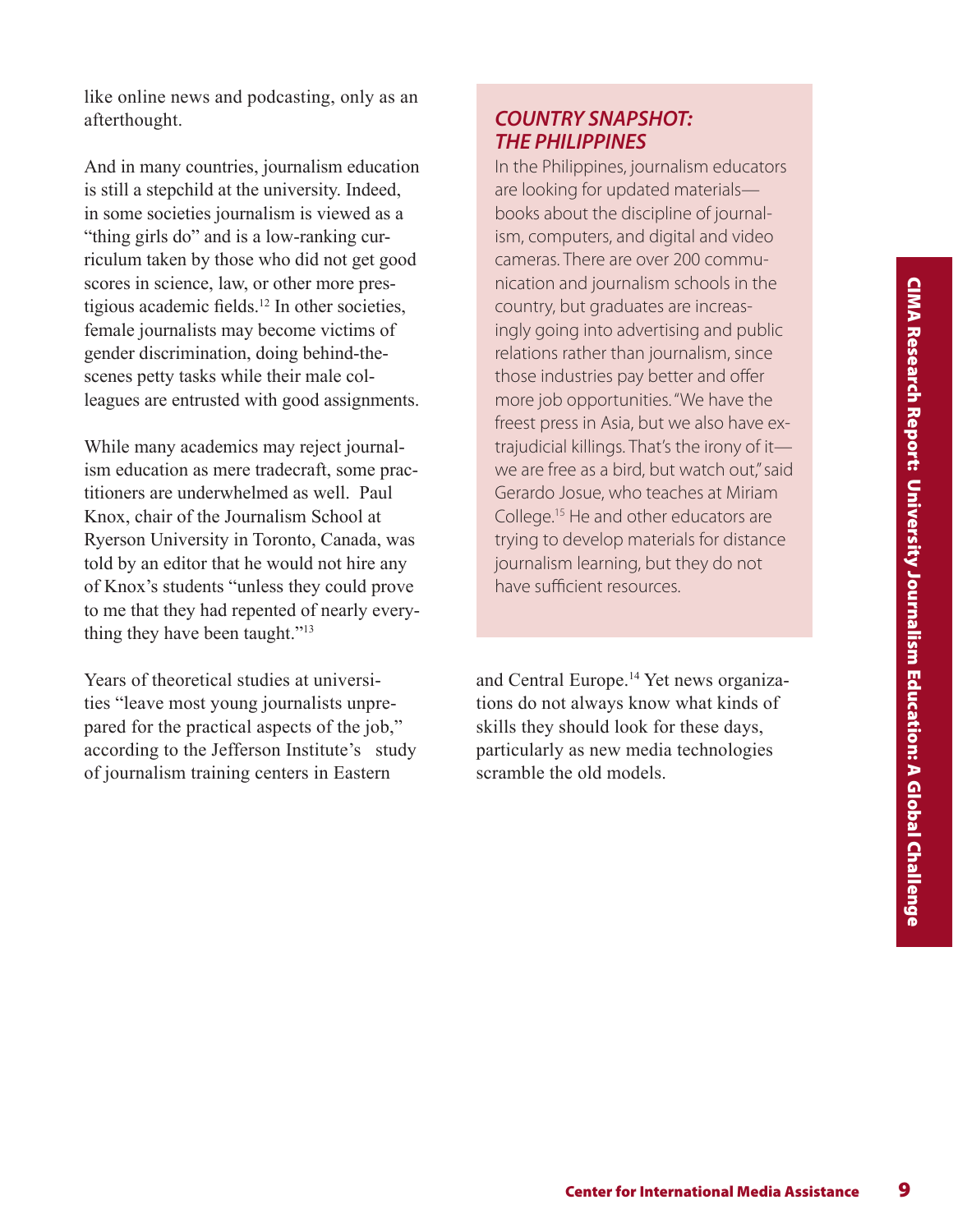like online news and podcasting, only as an afterthought.

And in many countries, journalism education is still a stepchild at the university. Indeed, in some societies journalism is viewed as a "thing girls do" and is a low-ranking curriculum taken by those who did not get good scores in science, law, or other more prestigious academic fields.[12] In other societies, female journalists may become victims of gender discrimination, doing behind-the-scenes petty tasks while their male colleagues are entrusted with good assignments.

While many academics may reject journalism education as mere tradecraft, some practitioners are underwhelmed as well. Paul Knox, chair of the Journalism School at Ryerson University in Toronto, Canada, was told by an editor that he would not hire any of Knox's students "unless they could prove to me that they had repented of nearly everything they have been taught."[13]

Years of theoretical studies at universities "leave most young journalists unprepared for the practical aspects of the job," according to the Jefferson Institute's study of journalism training centers in Eastern and Central Europe.[14] Yet news organizations do not always know what kinds of skills they should look for these days, particularly as new media technologies scramble the old models.

### *COUNTRY SNAPSHOT: THE PHILIPPINES*

In the Philippines, journalism educators are looking for updated materials—books about the discipline of journalism, computers, and digital and video cameras. There are over 200 communication and journalism schools in the country, but graduates are increasingly going into advertising and public relations rather than journalism, since those industries pay better and offer more job opportunities. "We have the freest press in Asia, but we also have extrajudicial killings. That's the irony of it—we are free as a bird, but watch out," said Gerardo Josue, who teaches at Miriam College.[15] He and other educators are trying to develop materials for distance journalism learning, but they do not have sufficient resources.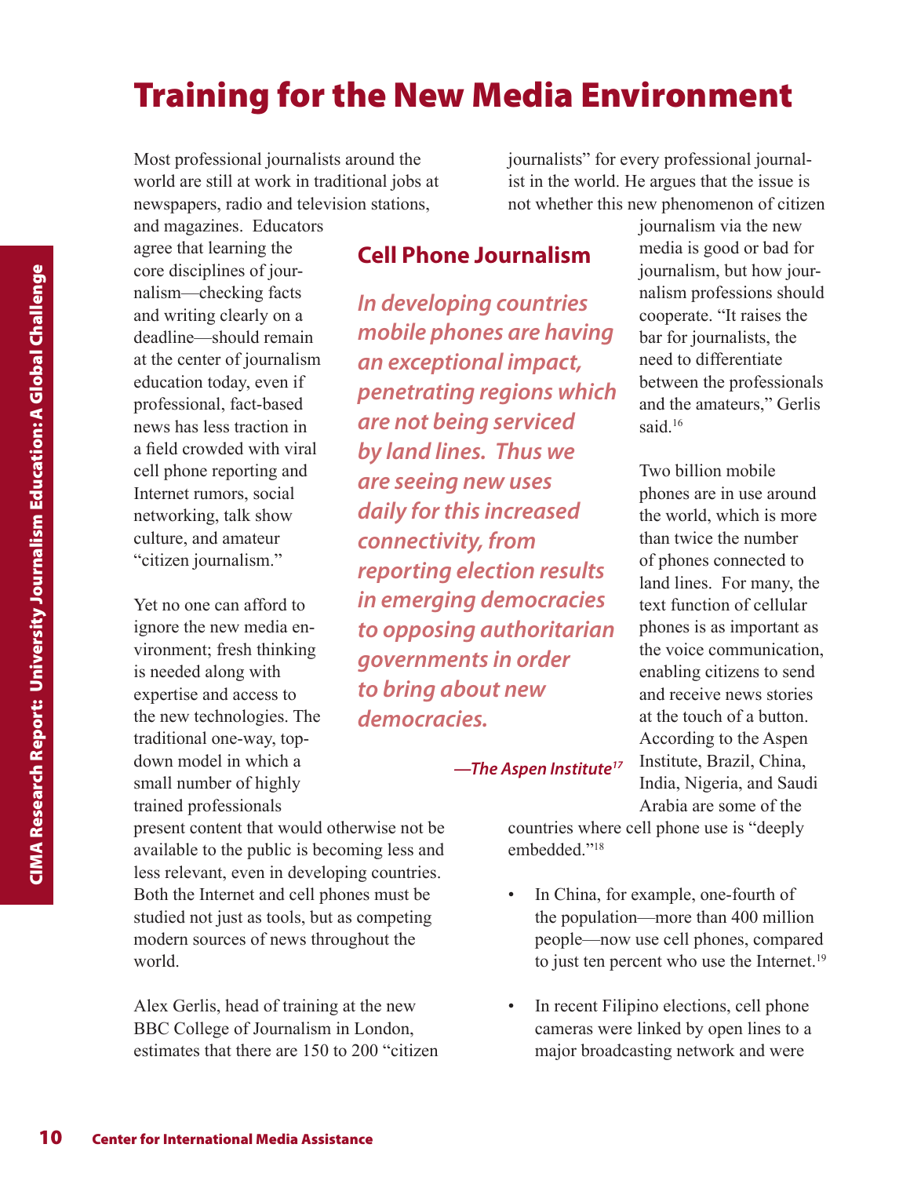# Training for the New Media Environment

Most professional journalists around the world are still at work in traditional jobs at newspapers, radio and television stations, and magazines. Educators agree that learning the core disciplines of journalism—checking facts and writing clearly on a deadline—should remain at the center of journalism education today, even if professional, fact-based news has less traction in a field crowded with viral cell phone reporting and Internet rumors, social networking, talk show culture, and amateur "citizen journalism."

Yet no one can afford to ignore the new media environment; fresh thinking is needed along with expertise and access to the new technologies. The traditional one-way, top-down model in which a small number of highly trained professionals present content that would otherwise not be available to the public is becoming less and less relevant, even in developing countries. Both the Internet and cell phones must be studied not just as tools, but as competing modern sources of news throughout the world.

Alex Gerlis, head of training at the new BBC College of Journalism in London, estimates that there are 150 to 200 "citizen journalists" for every professional journalist in the world. He argues that the issue is not whether this new phenomenon of citizen journalism via the new media is good or bad for journalism, but how journalism professions should cooperate. "It raises the bar for journalists, the need to differentiate between the professionals and the amateurs," Gerlis said.[16]

## Cell Phone Journalism

***In developing countries mobile phones are having an exceptional impact, penetrating regions which are not being serviced by land lines. Thus we are seeing new uses daily for this increased connectivity, from reporting election results in emerging democracies to opposing authoritarian governments in order to bring about new democracies.***

***—The Aspen Institute[17]***

Two billion mobile phones are in use around the world, which is more than twice the number of phones connected to land lines. For many, the text function of cellular phones is as important as the voice communication, enabling citizens to send and receive news stories at the touch of a button. According to the Aspen Institute, Brazil, China, India, Nigeria, and Saudi Arabia are some of the countries where cell phone use is "deeply embedded."[18]

- In China, for example, one-fourth of the population—more than 400 million people—now use cell phones, compared to just ten percent who use the Internet.[19]
- In recent Filipino elections, cell phone cameras were linked by open lines to a major broadcasting network and were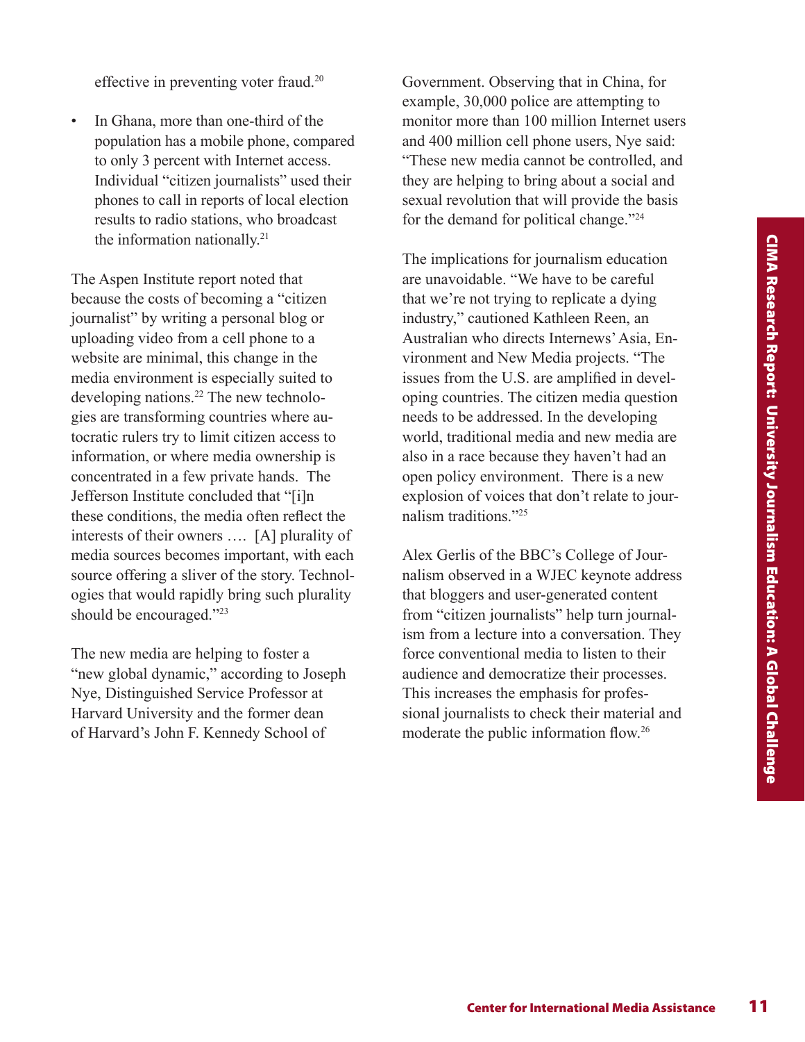effective in preventing voter fraud.[20]

- In Ghana, more than one-third of the population has a mobile phone, compared to only 3 percent with Internet access. Individual "citizen journalists" used their phones to call in reports of local election results to radio stations, who broadcast the information nationally.[21]

The Aspen Institute report noted that because the costs of becoming a "citizen journalist" by writing a personal blog or uploading video from a cell phone to a website are minimal, this change in the media environment is especially suited to developing nations.[22] The new technologies are transforming countries where autocratic rulers try to limit citizen access to information, or where media ownership is concentrated in a few private hands. The Jefferson Institute concluded that "[i]n these conditions, the media often reflect the interests of their owners …. [A] plurality of media sources becomes important, with each source offering a sliver of the story. Technologies that would rapidly bring such plurality should be encouraged."[23]

The new media are helping to foster a "new global dynamic," according to Joseph Nye, Distinguished Service Professor at Harvard University and the former dean of Harvard's John F. Kennedy School of Government. Observing that in China, for example, 30,000 police are attempting to monitor more than 100 million Internet users and 400 million cell phone users, Nye said: "These new media cannot be controlled, and they are helping to bring about a social and sexual revolution that will provide the basis for the demand for political change."[24]

The implications for journalism education are unavoidable. "We have to be careful that we're not trying to replicate a dying industry," cautioned Kathleen Reen, an Australian who directs Internews' Asia, Environment and New Media projects. "The issues from the U.S. are amplified in developing countries. The citizen media question needs to be addressed. In the developing world, traditional media and new media are also in a race because they haven't had an open policy environment. There is a new explosion of voices that don't relate to journalism traditions."[25]

Alex Gerlis of the BBC's College of Journalism observed in a WJEC keynote address that bloggers and user-generated content from "citizen journalists" help turn journalism from a lecture into a conversation. They force conventional media to listen to their audience and democratize their processes. This increases the emphasis for professional journalists to check their material and moderate the public information flow.[26]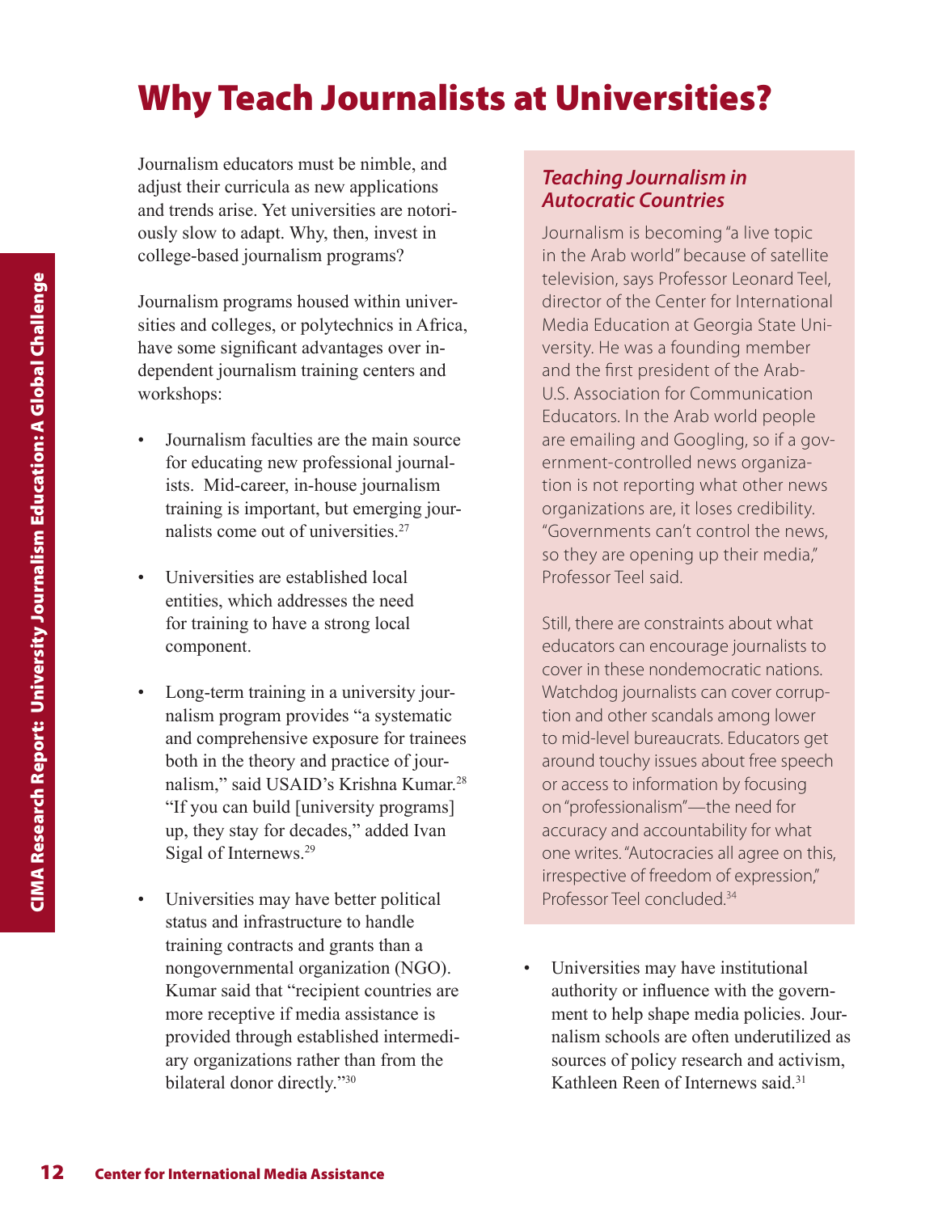# Why Teach Journalists at Universities?

Journalism educators must be nimble, and adjust their curricula as new applications and trends arise. Yet universities are notoriously slow to adapt. Why, then, invest in college-based journalism programs?

Journalism programs housed within universities and colleges, or polytechnics in Africa, have some significant advantages over independent journalism training centers and workshops:

- Journalism faculties are the main source for educating new professional journalists. Mid-career, in-house journalism training is important, but emerging journalists come out of universities.[27]

- Universities are established local entities, which addresses the need for training to have a strong local component.

- Long-term training in a university journalism program provides "a systematic and comprehensive exposure for trainees both in the theory and practice of journalism," said USAID's Krishna Kumar.[28] "If you can build [university programs] up, they stay for decades," added Ivan Sigal of Internews.[29]

- Universities may have better political status and infrastructure to handle training contracts and grants than a nongovernmental organization (NGO). Kumar said that "recipient countries are more receptive if media assistance is provided through established intermediary organizations rather than from the bilateral donor directly."[30]

- Universities may have institutional authority or influence with the government to help shape media policies. Journalism schools are often underutilized as sources of policy research and activism, Kathleen Reen of Internews said.[31]

### *Teaching Journalism in Autocratic Countries*

Journalism is becoming "a live topic in the Arab world" because of satellite television, says Professor Leonard Teel, director of the Center for International Media Education at Georgia State University. He was a founding member and the first president of the Arab-U.S. Association for Communication Educators. In the Arab world people are emailing and Googling, so if a government-controlled news organization is not reporting what other news organizations are, it loses credibility. "Governments can't control the news, so they are opening up their media," Professor Teel said.

Still, there are constraints about what educators can encourage journalists to cover in these nondemocratic nations. Watchdog journalists can cover corruption and other scandals among lower to mid-level bureaucrats. Educators get around touchy issues about free speech or access to information by focusing on "professionalism"—the need for accuracy and accountability for what one writes. "Autocracies all agree on this, irrespective of freedom of expression," Professor Teel concluded.[34]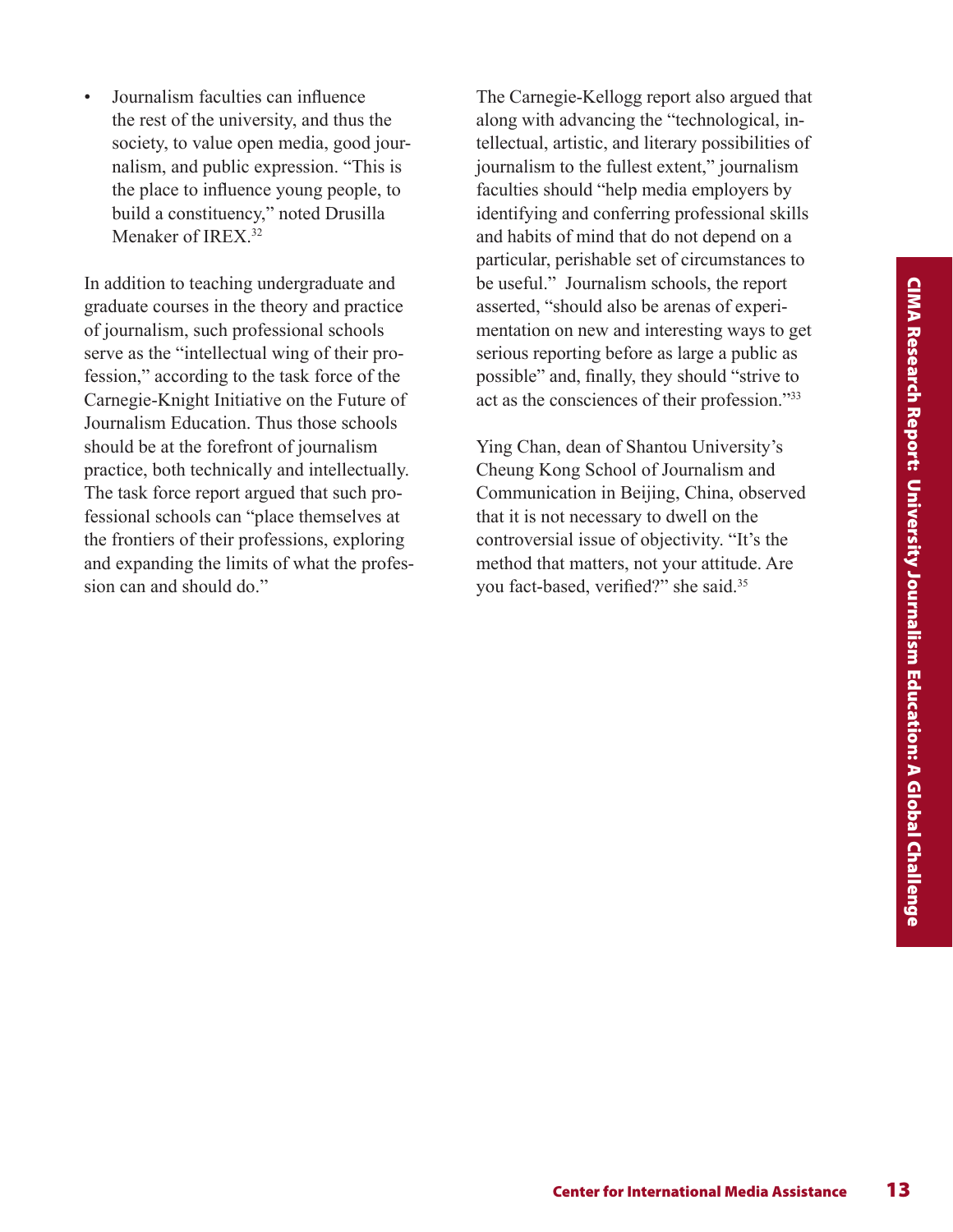- Journalism faculties can influence the rest of the university, and thus the society, to value open media, good journalism, and public expression. "This is the place to influence young people, to build a constituency," noted Drusilla Menaker of IREX.[32]

In addition to teaching undergraduate and graduate courses in the theory and practice of journalism, such professional schools serve as the "intellectual wing of their profession," according to the task force of the Carnegie-Knight Initiative on the Future of Journalism Education. Thus those schools should be at the forefront of journalism practice, both technically and intellectually. The task force report argued that such professional schools can "place themselves at the frontiers of their professions, exploring and expanding the limits of what the profession can and should do."

The Carnegie-Kellogg report also argued that along with advancing the "technological, intellectual, artistic, and literary possibilities of journalism to the fullest extent," journalism faculties should "help media employers by identifying and conferring professional skills and habits of mind that do not depend on a particular, perishable set of circumstances to be useful." Journalism schools, the report asserted, "should also be arenas of experimentation on new and interesting ways to get serious reporting before as large a public as possible" and, finally, they should "strive to act as the consciences of their profession."[33]

Ying Chan, dean of Shantou University's Cheung Kong School of Journalism and Communication in Beijing, China, observed that it is not necessary to dwell on the controversial issue of objectivity. "It's the method that matters, not your attitude. Are you fact-based, verified?" she said.[35]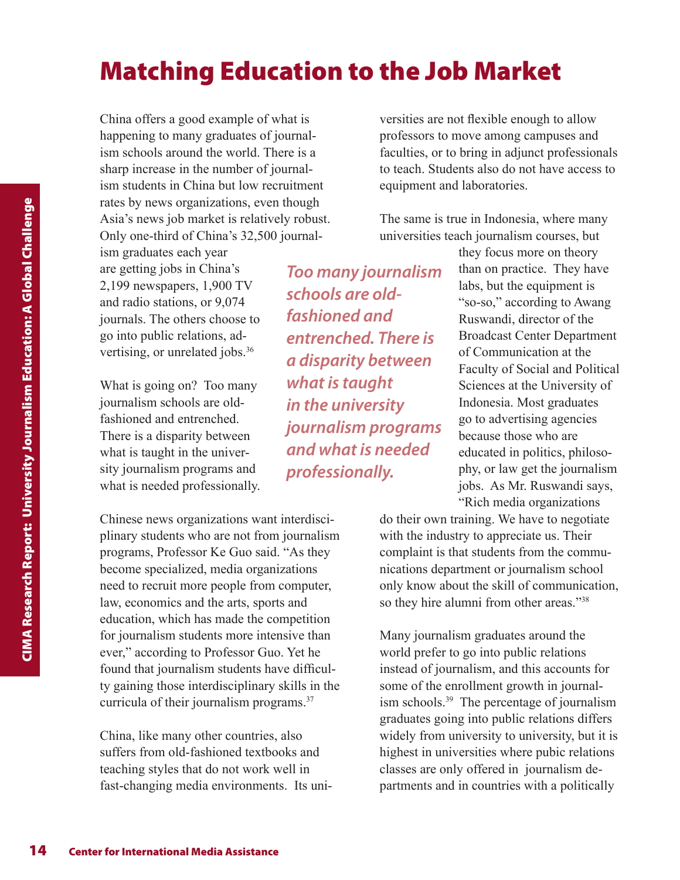# Matching Education to the Job Market

China offers a good example of what is happening to many graduates of journalism schools around the world. There is a sharp increase in the number of journalism students in China but low recruitment rates by news organizations, even though Asia's news job market is relatively robust. Only one-third of China's 32,500 journalism graduates each year are getting jobs in China's 2,199 newspapers, 1,900 TV and radio stations, or 9,074 journals. The others choose to go into public relations, advertising, or unrelated jobs.[36]

What is going on? Too many journalism schools are old-fashioned and entrenched. There is a disparity between what is taught in the university journalism programs and what is needed professionally.

*Too many journalism schools are old-fashioned and entrenched. There is a disparity between what is taught in the university journalism programs and what is needed professionally.*

Chinese news organizations want interdisciplinary students who are not from journalism programs, Professor Ke Guo said. "As they become specialized, media organizations need to recruit more people from computer, law, economics and the arts, sports and education, which has made the competition for journalism students more intensive than ever," according to Professor Guo. Yet he found that journalism students have difficulty gaining those interdisciplinary skills in the curricula of their journalism programs.[37]

China, like many other countries, also suffers from old-fashioned textbooks and teaching styles that do not work well in fast-changing media environments. Its universities are not flexible enough to allow professors to move among campuses and faculties, or to bring in adjunct professionals to teach. Students also do not have access to equipment and laboratories.

The same is true in Indonesia, where many universities teach journalism courses, but they focus more on theory than on practice. They have labs, but the equipment is "so-so," according to Awang Ruswandi, director of the Broadcast Center Department of Communication at the Faculty of Social and Political Sciences at the University of Indonesia. Most graduates go to advertising agencies because those who are educated in politics, philosophy, or law get the journalism jobs. As Mr. Ruswandi says, "Rich media organizations do their own training. We have to negotiate with the industry to appreciate us. Their complaint is that students from the communications department or journalism school only know about the skill of communication, so they hire alumni from other areas."[38]

Many journalism graduates around the world prefer to go into public relations instead of journalism, and this accounts for some of the enrollment growth in journalism schools.[39] The percentage of journalism graduates going into public relations differs widely from university to university, but it is highest in universities where pubic relations classes are only offered in journalism departments and in countries with a politically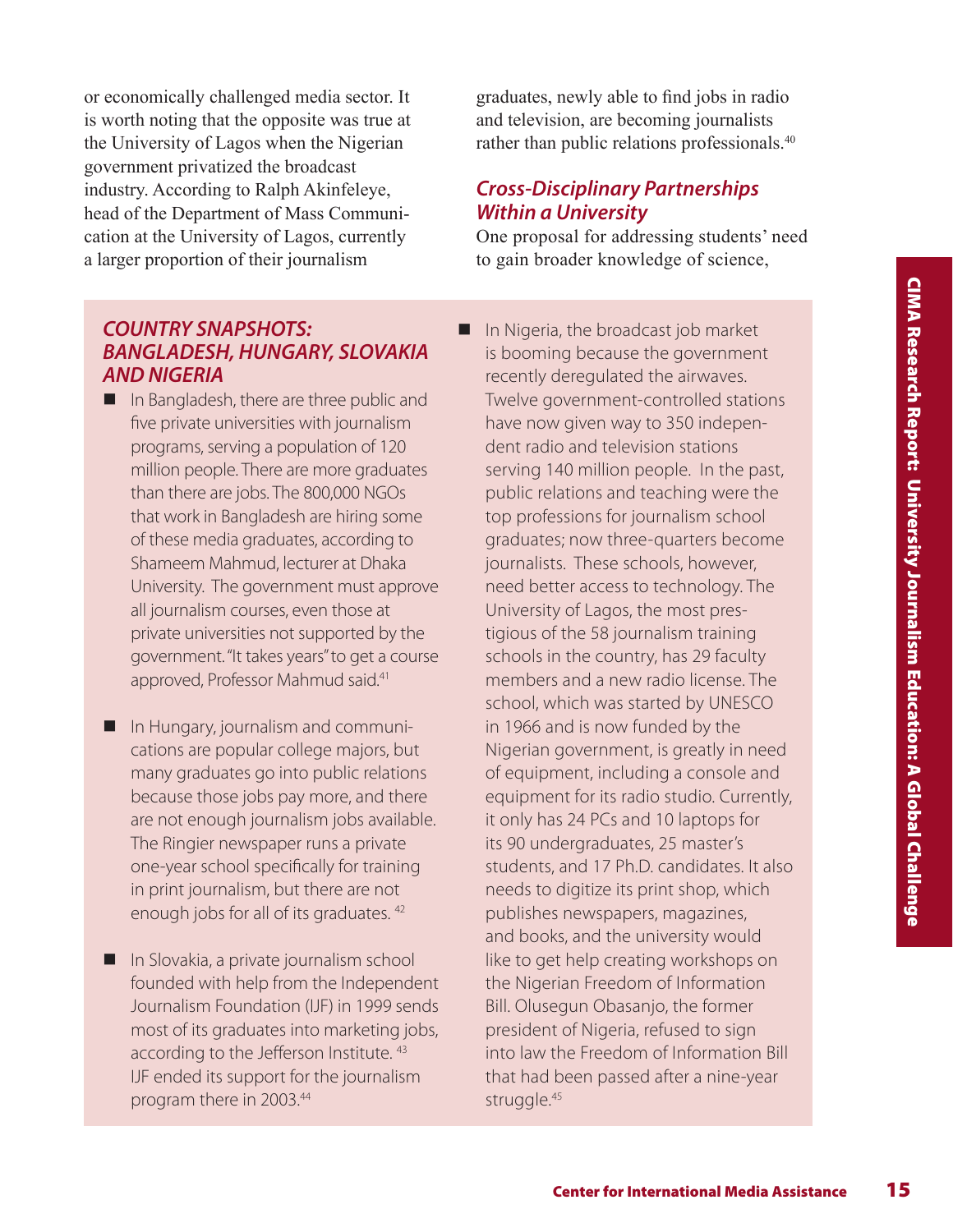or economically challenged media sector. It is worth noting that the opposite was true at the University of Lagos when the Nigerian government privatized the broadcast industry. According to Ralph Akinfeleye, head of the Department of Mass Communication at the University of Lagos, currently a larger proportion of their journalism graduates, newly able to find jobs in radio and television, are becoming journalists rather than public relations professionals.[40]

### *Cross-Disciplinary Partnerships Within a University*

One proposal for addressing students' need to gain broader knowledge of science,

### *COUNTRY SNAPSHOTS: BANGLADESH, HUNGARY, SLOVAKIA AND NIGERIA*

- In Bangladesh, there are three public and five private universities with journalism programs, serving a population of 120 million people. There are more graduates than there are jobs. The 800,000 NGOs that work in Bangladesh are hiring some of these media graduates, according to Shameem Mahmud, lecturer at Dhaka University. The government must approve all journalism courses, even those at private universities not supported by the government. "It takes years" to get a course approved, Professor Mahmud said.[41]

- In Hungary, journalism and communications are popular college majors, but many graduates go into public relations because those jobs pay more, and there are not enough journalism jobs available. The Ringier newspaper runs a private one-year school specifically for training in print journalism, but there are not enough jobs for all of its graduates.[42]

- In Slovakia, a private journalism school founded with help from the Independent Journalism Foundation (IJF) in 1999 sends most of its graduates into marketing jobs, according to the Jefferson Institute.[43] IJF ended its support for the journalism program there in 2003.[44]

- In Nigeria, the broadcast job market is booming because the government recently deregulated the airwaves. Twelve government-controlled stations have now given way to 350 independent radio and television stations serving 140 million people. In the past, public relations and teaching were the top professions for journalism school graduates; now three-quarters become journalists. These schools, however, need better access to technology. The University of Lagos, the most prestigious of the 58 journalism training schools in the country, has 29 faculty members and a new radio license. The school, which was started by UNESCO in 1966 and is now funded by the Nigerian government, is greatly in need of equipment, including a console and equipment for its radio studio. Currently, it only has 24 PCs and 10 laptops for its 90 undergraduates, 25 master's students, and 17 Ph.D. candidates. It also needs to digitize its print shop, which publishes newspapers, magazines, and books, and the university would like to get help creating workshops on the Nigerian Freedom of Information Bill. Olusegun Obasanjo, the former president of Nigeria, refused to sign into law the Freedom of Information Bill that had been passed after a nine-year struggle.[45]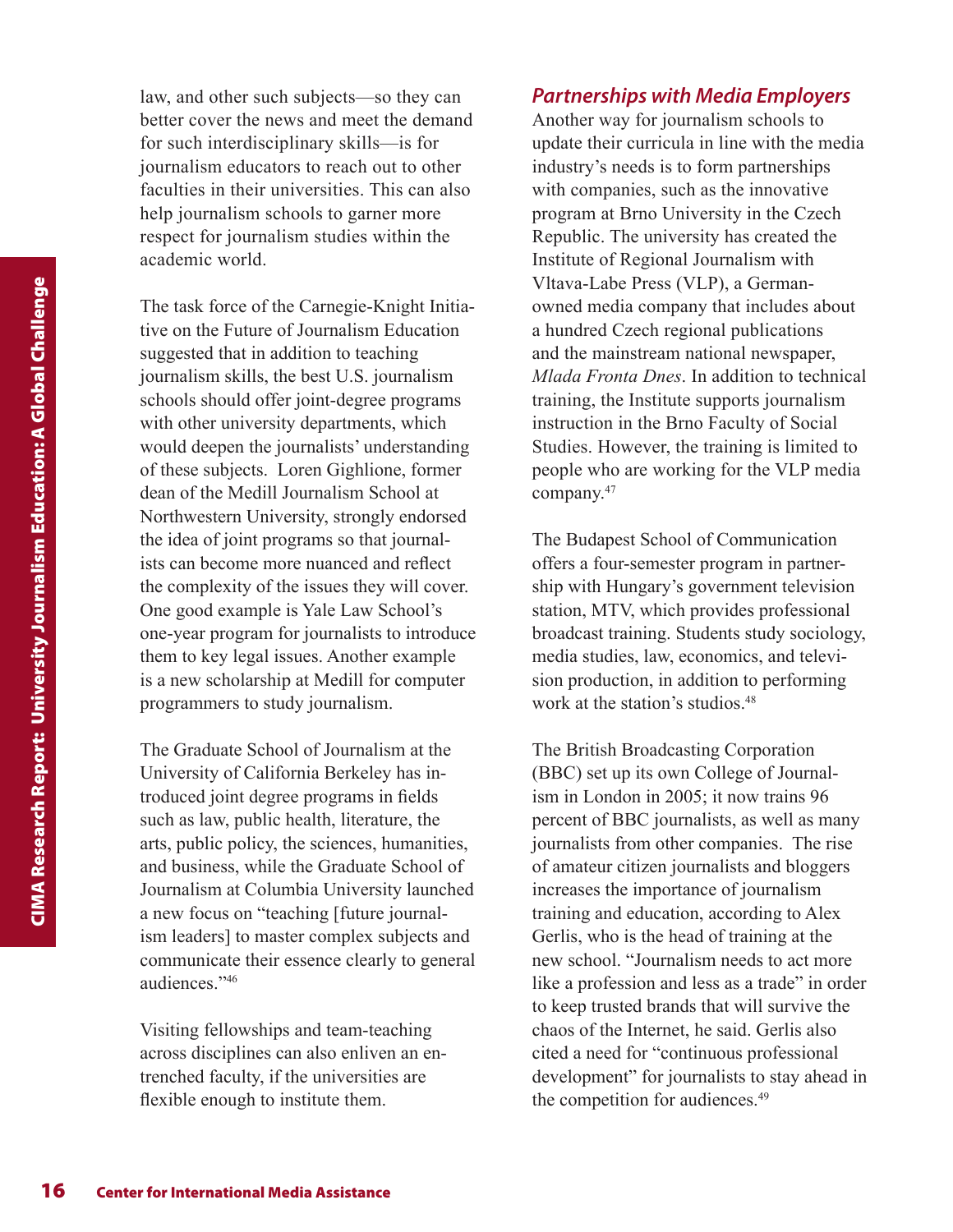law, and other such subjects—so they can better cover the news and meet the demand for such interdisciplinary skills—is for journalism educators to reach out to other faculties in their universities. This can also help journalism schools to garner more respect for journalism studies within the academic world.

The task force of the Carnegie-Knight Initiative on the Future of Journalism Education suggested that in addition to teaching journalism skills, the best U.S. journalism schools should offer joint-degree programs with other university departments, which would deepen the journalists' understanding of these subjects. Loren Ghiglione, former dean of the Medill Journalism School at Northwestern University, strongly endorsed the idea of joint programs so that journalists can become more nuanced and reflect the complexity of the issues they will cover. One good example is Yale Law School's one-year program for journalists to introduce them to key legal issues. Another example is a new scholarship at Medill for computer programmers to study journalism.

The Graduate School of Journalism at the University of California Berkeley has introduced joint degree programs in fields such as law, public health, literature, the arts, public policy, the sciences, humanities, and business, while the Graduate School of Journalism at Columbia University launched a new focus on "teaching [future journalism leaders] to master complex subjects and communicate their essence clearly to general audiences."[46]

Visiting fellowships and team-teaching across disciplines can also enliven an entrenched faculty, if the universities are flexible enough to institute them.

### *Partnerships with Media Employers*

Another way for journalism schools to update their curricula in line with the media industry's needs is to form partnerships with companies, such as the innovative program at Brno University in the Czech Republic. The university has created the Institute of Regional Journalism with Vltava-Labe Press (VLP), a German-owned media company that includes about a hundred Czech regional publications and the mainstream national newspaper, *Mlada Fronta Dnes*. In addition to technical training, the Institute supports journalism instruction in the Brno Faculty of Social Studies. However, the training is limited to people who are working for the VLP media company.[47]

The Budapest School of Communication offers a four-semester program in partnership with Hungary's government television station, MTV, which provides professional broadcast training. Students study sociology, media studies, law, economics, and television production, in addition to performing work at the station's studios.[48]

The British Broadcasting Corporation (BBC) set up its own College of Journalism in London in 2005; it now trains 96 percent of BBC journalists, as well as many journalists from other companies. The rise of amateur citizen journalists and bloggers increases the importance of journalism training and education, according to Alex Gerlis, who is the head of training at the new school. "Journalism needs to act more like a profession and less as a trade" in order to keep trusted brands that will survive the chaos of the Internet, he said. Gerlis also cited a need for "continuous professional development" for journalists to stay ahead in the competition for audiences.[49]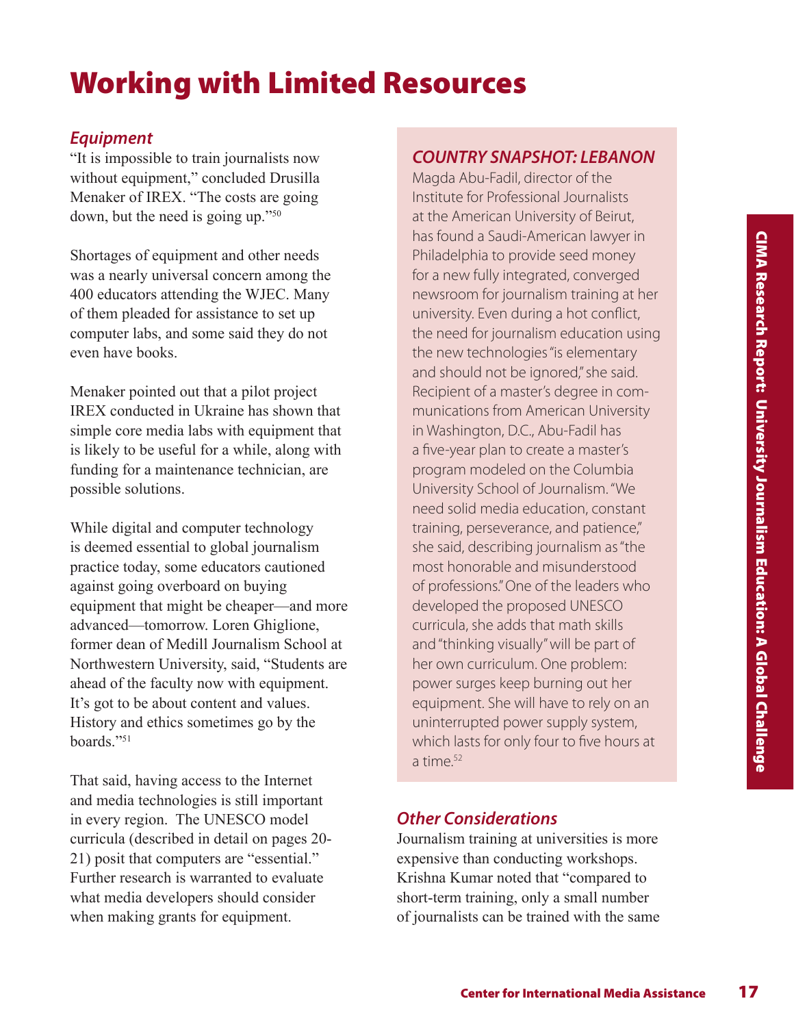# Working with Limited Resources

### *Equipment*

"It is impossible to train journalists now without equipment," concluded Drusilla Menaker of IREX. "The costs are going down, but the need is going up."[50]

Shortages of equipment and other needs was a nearly universal concern among the 400 educators attending the WJEC. Many of them pleaded for assistance to set up computer labs, and some said they do not even have books.

Menaker pointed out that a pilot project IREX conducted in Ukraine has shown that simple core media labs with equipment that is likely to be useful for a while, along with funding for a maintenance technician, are possible solutions.

While digital and computer technology is deemed essential to global journalism practice today, some educators cautioned against going overboard on buying equipment that might be cheaper—and more advanced—tomorrow. Loren Ghiglione, former dean of Medill Journalism School at Northwestern University, said, "Students are ahead of the faculty now with equipment. It's got to be about content and values. History and ethics sometimes go by the boards."[51]

That said, having access to the Internet and media technologies is still important in every region. The UNESCO model curricula (described in detail on pages 20-21) posit that computers are "essential." Further research is warranted to evaluate what media developers should consider when making grants for equipment.

### *COUNTRY SNAPSHOT: LEBANON*

Magda Abu-Fadil, director of the Institute for Professional Journalists at the American University of Beirut, has found a Saudi-American lawyer in Philadelphia to provide seed money for a new fully integrated, converged newsroom for journalism training at her university. Even during a hot conflict, the need for journalism education using the new technologies "is elementary and should not be ignored," she said. Recipient of a master's degree in communications from American University in Washington, D.C., Abu-Fadil has a five-year plan to create a master's program modeled on the Columbia University School of Journalism. "We need solid media education, constant training, perseverance, and patience," she said, describing journalism as "the most honorable and misunderstood of professions." One of the leaders who developed the proposed UNESCO curricula, she adds that math skills and "thinking visually" will be part of her own curriculum. One problem: power surges keep burning out her equipment. She will have to rely on an uninterrupted power supply system, which lasts for only four to five hours at a time.[52]

### *Other Considerations*

Journalism training at universities is more expensive than conducting workshops. Krishna Kumar noted that "compared to short-term training, only a small number of journalists can be trained with the same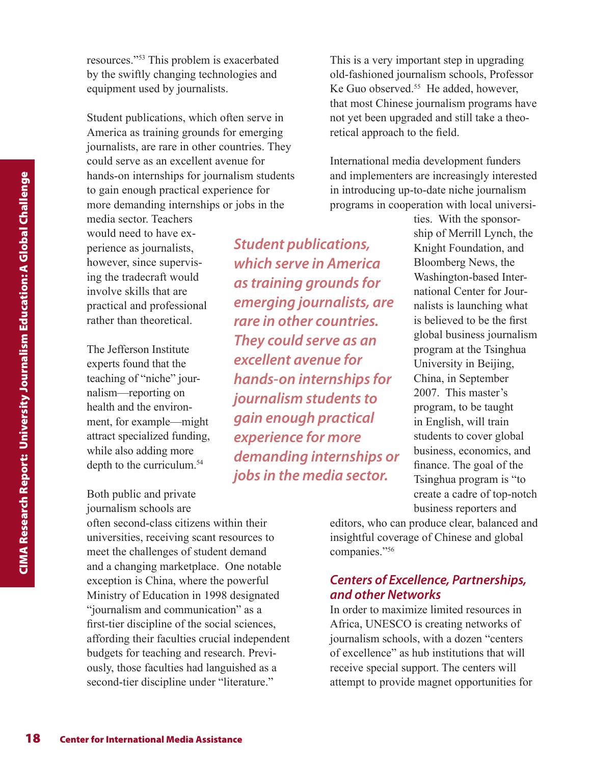resources."[53] This problem is exacerbated by the swiftly changing technologies and equipment used by journalists.

Student publications, which often serve in America as training grounds for emerging journalists, are rare in other countries. They could serve as an excellent avenue for hands-on internships for journalism students to gain enough practical experience for more demanding internships or jobs in the media sector. Teachers would need to have experience as journalists, however, since supervising the tradecraft would involve skills that are practical and professional rather than theoretical.

The Jefferson Institute experts found that the teaching of "niche" journalism—reporting on health and the environment, for example—might attract specialized funding, while also adding more depth to the curriculum.[54]

*Student publications, which serve in America as training grounds for emerging journalists, are rare in other countries. They could serve as an excellent avenue for hands-on internships for journalism students to gain enough practical experience for more demanding internships or jobs in the media sector.*

Both public and private journalism schools are often second-class citizens within their universities, receiving scant resources to meet the challenges of student demand and a changing marketplace. One notable exception is China, where the powerful Ministry of Education in 1998 designated "journalism and communication" as a first-tier discipline of the social sciences, affording their faculties crucial independent budgets for teaching and research. Previously, those faculties had languished as a second-tier discipline under "literature."

This is a very important step in upgrading old-fashioned journalism schools, Professor Ke Guo observed.[55] He added, however, that most Chinese journalism programs have not yet been upgraded and still take a theoretical approach to the field.

International media development funders and implementers are increasingly interested in introducing up-to-date niche journalism programs in cooperation with local universities. With the sponsorship of Merrill Lynch, the Knight Foundation, and Bloomberg News, the Washington-based International Center for Journalists is launching what is believed to be the first global business journalism program at the Tsinghua University in Beijing, China, in September 2007. This master's program, to be taught in English, will train students to cover global business, economics, and finance. The goal of the Tsinghua program is "to create a cadre of top-notch business reporters and editors, who can produce clear, balanced and insightful coverage of Chinese and global companies."[56]

### Centers of Excellence, Partnerships, and other Networks

In order to maximize limited resources in Africa, UNESCO is creating networks of journalism schools, with a dozen "centers of excellence" as hub institutions that will receive special support. The centers will attempt to provide magnet opportunities for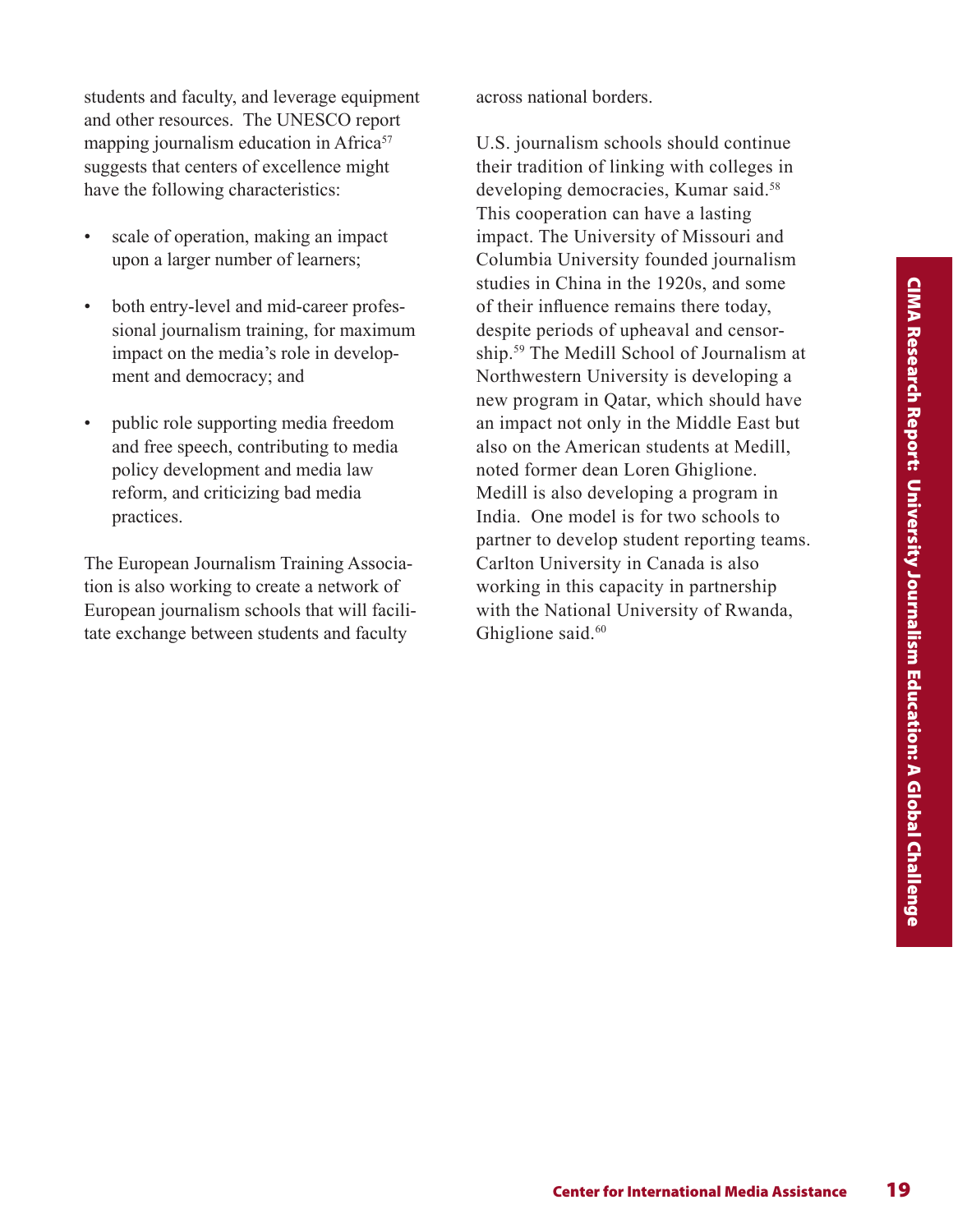students and faculty, and leverage equipment and other resources. The UNESCO report mapping journalism education in Africa[57] suggests that centers of excellence might have the following characteristics:

- scale of operation, making an impact upon a larger number of learners;
- both entry-level and mid-career professional journalism training, for maximum impact on the media's role in development and democracy; and
- public role supporting media freedom and free speech, contributing to media policy development and media law reform, and criticizing bad media practices.

The European Journalism Training Association is also working to create a network of European journalism schools that will facilitate exchange between students and faculty across national borders.

U.S. journalism schools should continue their tradition of linking with colleges in developing democracies, Kumar said.[58] This cooperation can have a lasting impact. The University of Missouri and Columbia University founded journalism studies in China in the 1920s, and some of their influence remains there today, despite periods of upheaval and censorship.[59] The Medill School of Journalism at Northwestern University is developing a new program in Qatar, which should have an impact not only in the Middle East but also on the American students at Medill, noted former dean Loren Ghiglione. Medill is also developing a program in India. One model is for two schools to partner to develop student reporting teams. Carlton University in Canada is also working in this capacity in partnership with the National University of Rwanda, Ghiglione said.[60]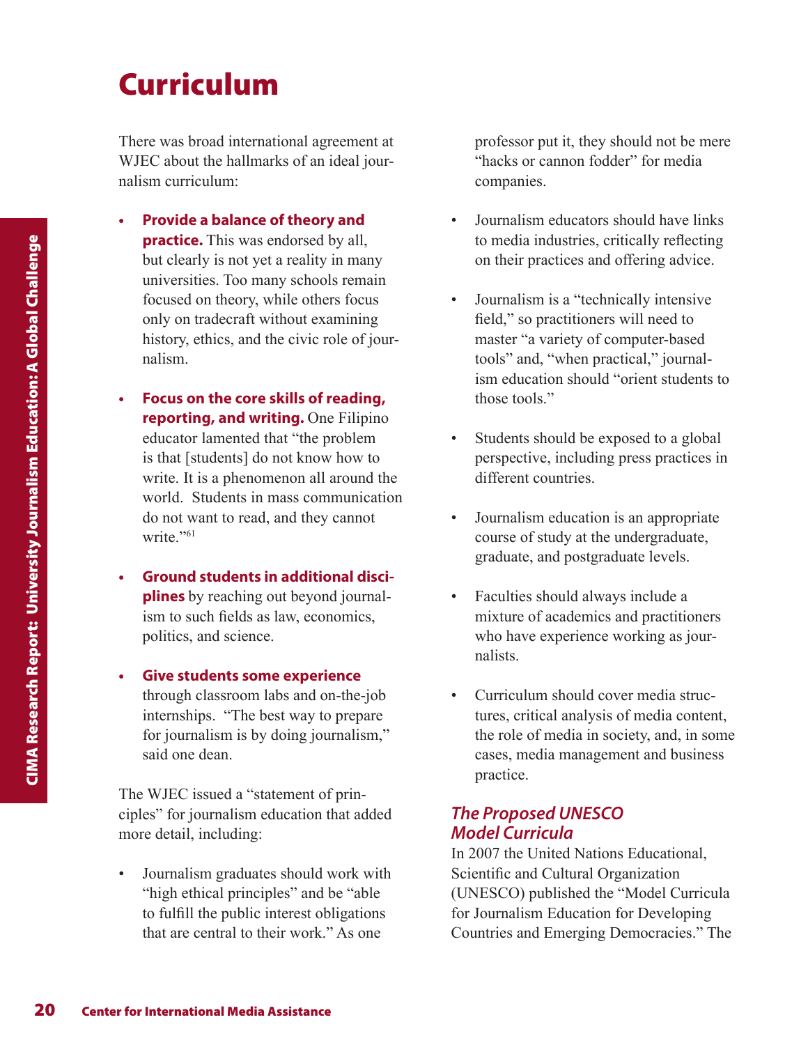# Curriculum

There was broad international agreement at WJEC about the hallmarks of an ideal journalism curriculum:

- **Provide a balance of theory and practice.** This was endorsed by all, but clearly is not yet a reality in many universities. Too many schools remain focused on theory, while others focus only on tradecraft without examining history, ethics, and the civic role of journalism.

- **Focus on the core skills of reading, reporting, and writing.** One Filipino educator lamented that "the problem is that [students] do not know how to write. It is a phenomenon all around the world. Students in mass communication do not want to read, and they cannot write."[61]

- **Ground students in additional disciplines** by reaching out beyond journalism to such fields as law, economics, politics, and science.

- **Give students some experience** through classroom labs and on-the-job internships. "The best way to prepare for journalism is by doing journalism," said one dean.

The WJEC issued a "statement of principles" for journalism education that added more detail, including:

- Journalism graduates should work with "high ethical principles" and be "able to fulfill the public interest obligations that are central to their work." As one professor put it, they should not be mere "hacks or cannon fodder" for media companies.

- Journalism educators should have links to media industries, critically reflecting on their practices and offering advice.

- Journalism is a "technically intensive field," so practitioners will need to master "a variety of computer-based tools" and, "when practical," journalism education should "orient students to those tools."

- Students should be exposed to a global perspective, including press practices in different countries.

- Journalism education is an appropriate course of study at the undergraduate, graduate, and postgraduate levels.

- Faculties should always include a mixture of academics and practitioners who have experience working as journalists.

- Curriculum should cover media structures, critical analysis of media content, the role of media in society, and, in some cases, media management and business practice.

### *The Proposed UNESCO Model Curricula*

In 2007 the United Nations Educational, Scientific and Cultural Organization (UNESCO) published the "Model Curricula for Journalism Education for Developing Countries and Emerging Democracies." The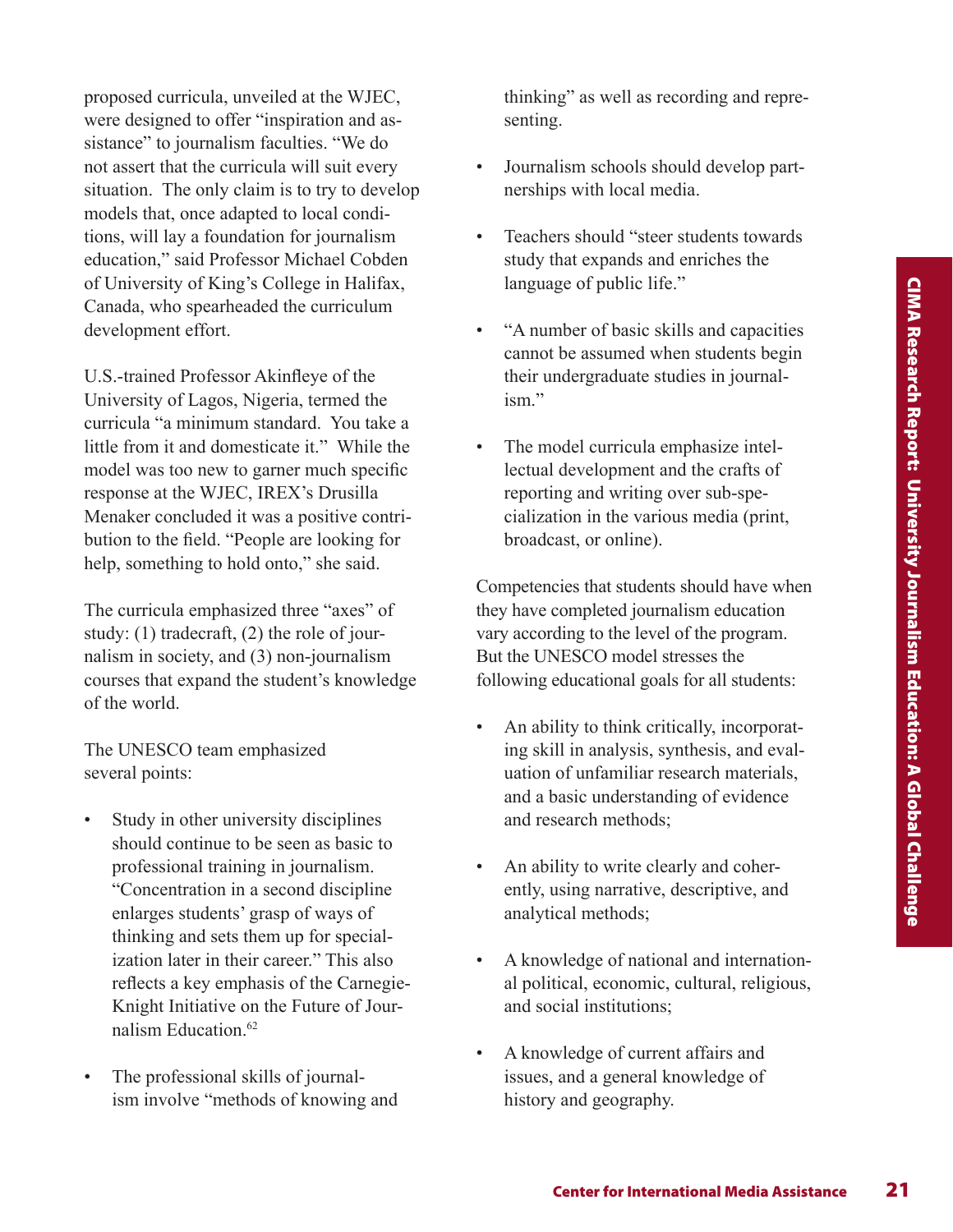proposed curricula, unveiled at the WJEC, were designed to offer "inspiration and assistance" to journalism faculties. "We do not assert that the curricula will suit every situation. The only claim is to try to develop models that, once adapted to local conditions, will lay a foundation for journalism education," said Professor Michael Cobden of University of King's College in Halifax, Canada, who spearheaded the curriculum development effort.

U.S.-trained Professor Akinfleye of the University of Lagos, Nigeria, termed the curricula "a minimum standard. You take a little from it and domesticate it." While the model was too new to garner much specific response at the WJEC, IREX's Drusilla Menaker concluded it was a positive contribution to the field. "People are looking for help, something to hold onto," she said.

The curricula emphasized three "axes" of study: (1) tradecraft, (2) the role of journalism in society, and (3) non-journalism courses that expand the student's knowledge of the world.

The UNESCO team emphasized several points:

- Study in other university disciplines should continue to be seen as basic to professional training in journalism. "Concentration in a second discipline enlarges students' grasp of ways of thinking and sets them up for specialization later in their career." This also reflects a key emphasis of the Carnegie-Knight Initiative on the Future of Journalism Education.[62]
- The professional skills of journalism involve "methods of knowing and thinking" as well as recording and representing.
- Journalism schools should develop partnerships with local media.
- Teachers should "steer students towards study that expands and enriches the language of public life."
- "A number of basic skills and capacities cannot be assumed when students begin their undergraduate studies in journalism."
- The model curricula emphasize intellectual development and the crafts of reporting and writing over sub-specialization in the various media (print, broadcast, or online).

Competencies that students should have when they have completed journalism education vary according to the level of the program. But the UNESCO model stresses the following educational goals for all students:

- An ability to think critically, incorporating skill in analysis, synthesis, and evaluation of unfamiliar research materials, and a basic understanding of evidence and research methods;
- An ability to write clearly and coherently, using narrative, descriptive, and analytical methods;
- A knowledge of national and international political, economic, cultural, religious, and social institutions;
- A knowledge of current affairs and issues, and a general knowledge of history and geography.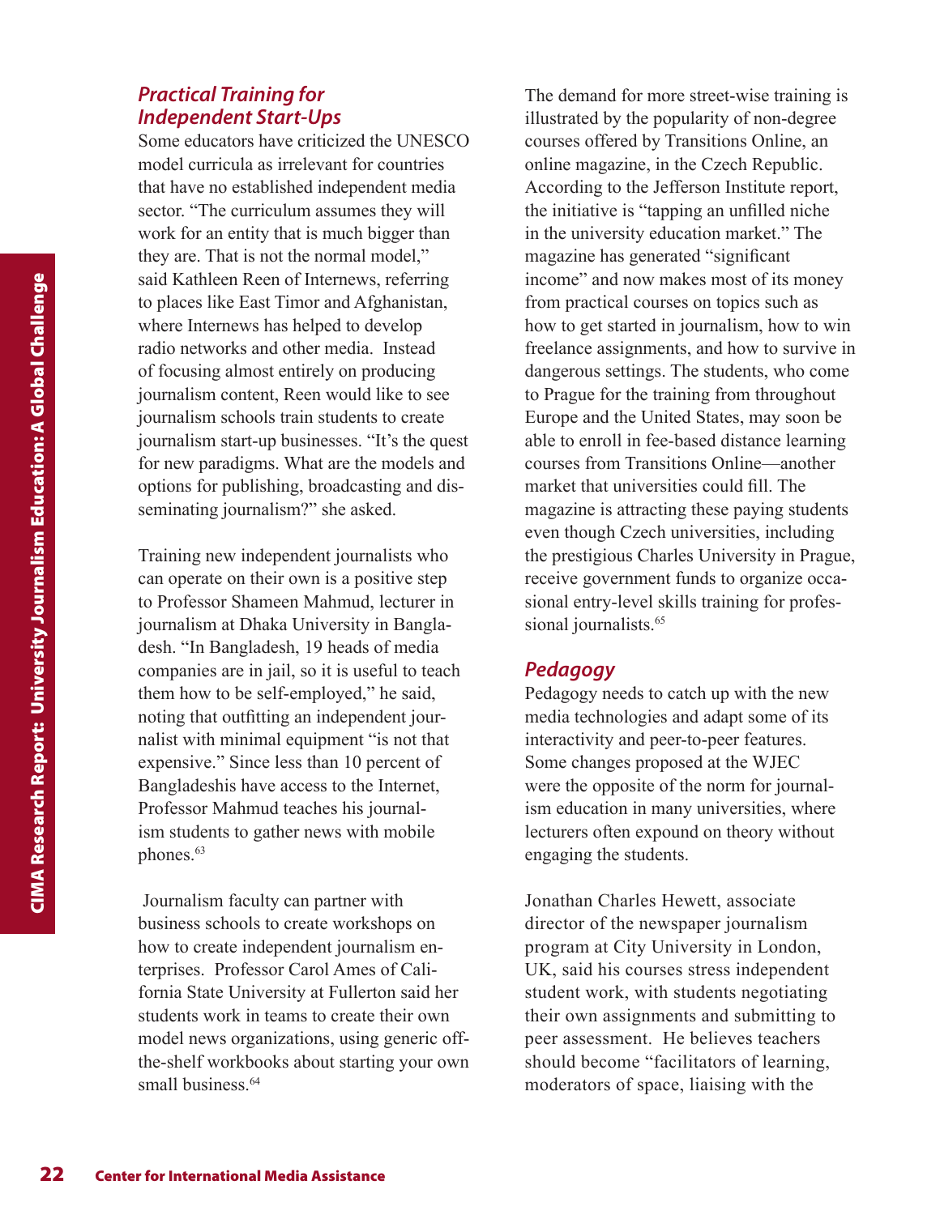### *Practical Training for Independent Start-Ups*

Some educators have criticized the UNESCO model curricula as irrelevant for countries that have no established independent media sector. "The curriculum assumes they will work for an entity that is much bigger than they are. That is not the normal model," said Kathleen Reen of Internews, referring to places like East Timor and Afghanistan, where Internews has helped to develop radio networks and other media. Instead of focusing almost entirely on producing journalism content, Reen would like to see journalism schools train students to create journalism start-up businesses. "It's the quest for new paradigms. What are the models and options for publishing, broadcasting and disseminating journalism?" she asked.

Training new independent journalists who can operate on their own is a positive step to Professor Shameen Mahmud, lecturer in journalism at Dhaka University in Bangladesh. "In Bangladesh, 19 heads of media companies are in jail, so it is useful to teach them how to be self-employed," he said, noting that outfitting an independent journalist with minimal equipment "is not that expensive." Since less than 10 percent of Bangladeshis have access to the Internet, Professor Mahmud teaches his journalism students to gather news with mobile phones.[63]

Journalism faculty can partner with business schools to create workshops on how to create independent journalism enterprises. Professor Carol Ames of California State University at Fullerton said her students work in teams to create their own model news organizations, using generic off-the-shelf workbooks about starting your own small business.[64]

The demand for more street-wise training is illustrated by the popularity of non-degree courses offered by Transitions Online, an online magazine, in the Czech Republic. According to the Jefferson Institute report, the initiative is "tapping an unfilled niche in the university education market." The magazine has generated "significant income" and now makes most of its money from practical courses on topics such as how to get started in journalism, how to win freelance assignments, and how to survive in dangerous settings. The students, who come to Prague for the training from throughout Europe and the United States, may soon be able to enroll in fee-based distance learning courses from Transitions Online—another market that universities could fill. The magazine is attracting these paying students even though Czech universities, including the prestigious Charles University in Prague, receive government funds to organize occasional entry-level skills training for professional journalists.[65]

### *Pedagogy*

Pedagogy needs to catch up with the new media technologies and adapt some of its interactivity and peer-to-peer features. Some changes proposed at the WJEC were the opposite of the norm for journalism education in many universities, where lecturers often expound on theory without engaging the students.

Jonathan Charles Hewett, associate director of the newspaper journalism program at City University in London, UK, said his courses stress independent student work, with students negotiating their own assignments and submitting to peer assessment. He believes teachers should become "facilitators of learning, moderators of space, liaising with the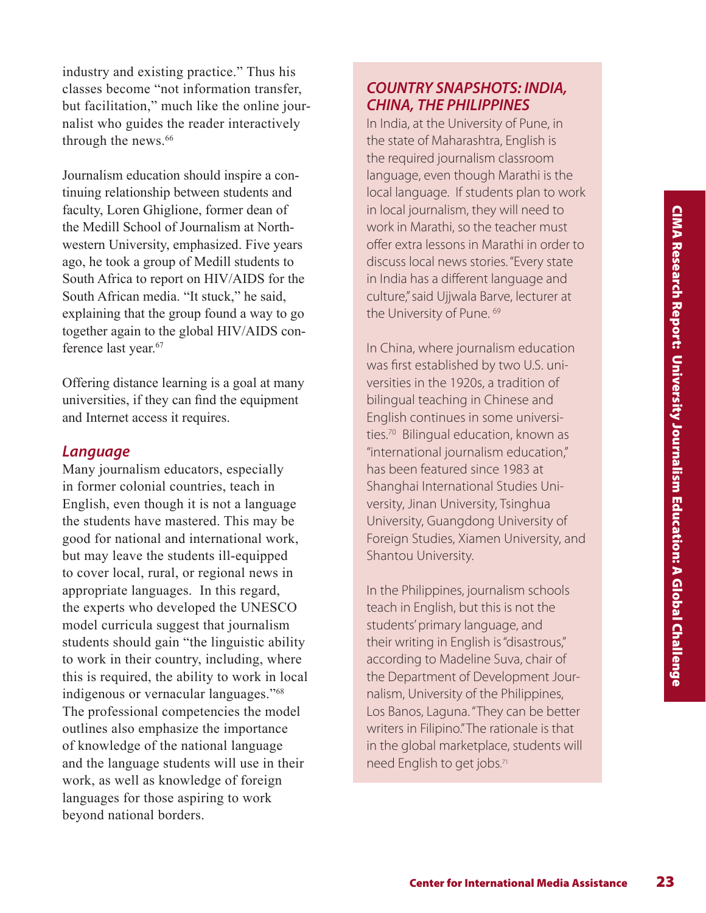industry and existing practice." Thus his classes become "not information transfer, but facilitation," much like the online journalist who guides the reader interactively through the news.[66]

Journalism education should inspire a continuing relationship between students and faculty, Loren Ghiglione, former dean of the Medill School of Journalism at Northwestern University, emphasized. Five years ago, he took a group of Medill students to South Africa to report on HIV/AIDS for the South African media. "It stuck," he said, explaining that the group found a way to go together again to the global HIV/AIDS conference last year.[67]

Offering distance learning is a goal at many universities, if they can find the equipment and Internet access it requires.

### *Language*

Many journalism educators, especially in former colonial countries, teach in English, even though it is not a language the students have mastered. This may be good for national and international work, but may leave the students ill-equipped to cover local, rural, or regional news in appropriate languages. In this regard, the experts who developed the UNESCO model curricula suggest that journalism students should gain "the linguistic ability to work in their country, including, where this is required, the ability to work in local indigenous or vernacular languages."[68] The professional competencies the model outlines also emphasize the importance of knowledge of the national language and the language students will use in their work, as well as knowledge of foreign languages for those aspiring to work beyond national borders.

### *COUNTRY SNAPSHOTS: INDIA, CHINA, THE PHILIPPINES*

In India, at the University of Pune, in the state of Maharashtra, English is the required journalism classroom language, even though Marathi is the local language. If students plan to work in local journalism, they will need to work in Marathi, so the teacher must offer extra lessons in Marathi in order to discuss local news stories. "Every state in India has a different language and culture," said Ujjwala Barve, lecturer at the University of Pune.[69]

In China, where journalism education was first established by two U.S. universities in the 1920s, a tradition of bilingual teaching in Chinese and English continues in some universities.[70] Bilingual education, known as "international journalism education," has been featured since 1983 at Shanghai International Studies University, Jinan University, Tsinghua University, Guangdong University of Foreign Studies, Xiamen University, and Shantou University.

In the Philippines, journalism schools teach in English, but this is not the students' primary language, and their writing in English is "disastrous," according to Madeline Suva, chair of the Department of Development Journalism, University of the Philippines, Los Banos, Laguna. "They can be better writers in Filipino." The rationale is that in the global marketplace, students will need English to get jobs.[71]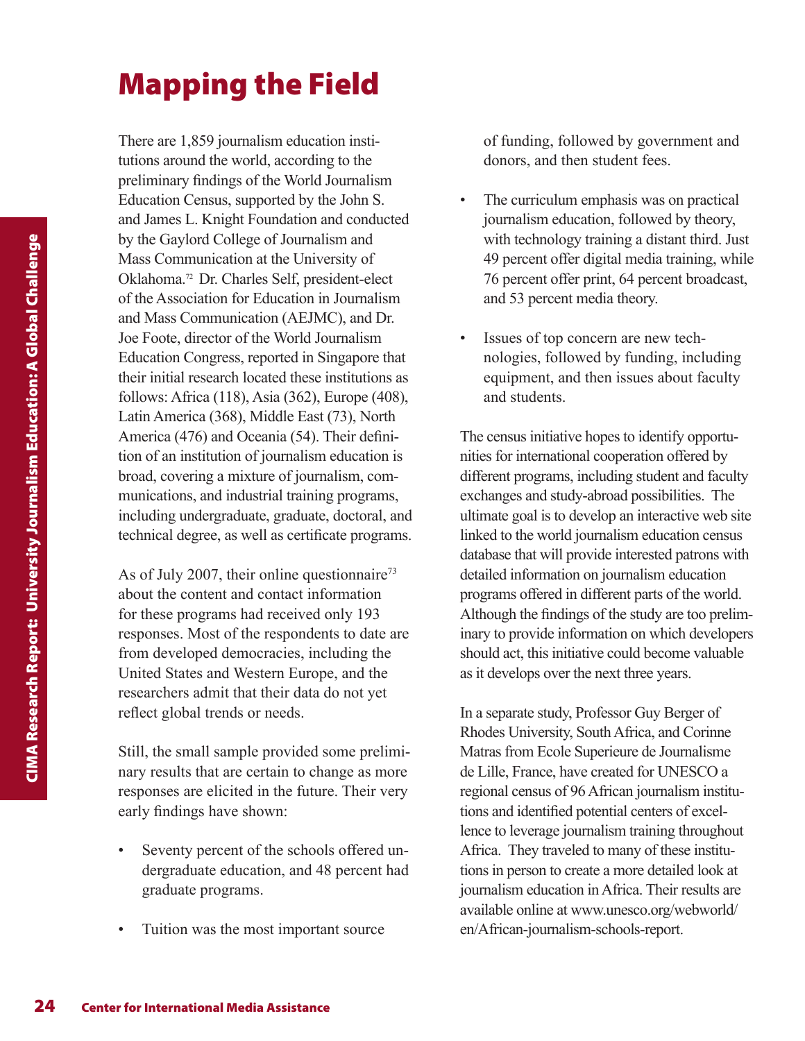# Mapping the Field

There are 1,859 journalism education institutions around the world, according to the preliminary findings of the World Journalism Education Census, supported by the John S. and James L. Knight Foundation and conducted by the Gaylord College of Journalism and Mass Communication at the University of Oklahoma.[72] Dr. Charles Self, president-elect of the Association for Education in Journalism and Mass Communication (AEJMC), and Dr. Joe Foote, director of the World Journalism Education Congress, reported in Singapore that their initial research located these institutions as follows: Africa (118), Asia (362), Europe (408), Latin America (368), Middle East (73), North America (476) and Oceania (54). Their definition of an institution of journalism education is broad, covering a mixture of journalism, communications, and industrial training programs, including undergraduate, graduate, doctoral, and technical degree, as well as certificate programs.

As of July 2007, their online questionnaire[73] about the content and contact information for these programs had received only 193 responses. Most of the respondents to date are from developed democracies, including the United States and Western Europe, and the researchers admit that their data do not yet reflect global trends or needs.

Still, the small sample provided some preliminary results that are certain to change as more responses are elicited in the future. Their very early findings have shown:

- Seventy percent of the schools offered undergraduate education, and 48 percent had graduate programs.
- Tuition was the most important source of funding, followed by government and donors, and then student fees.
- The curriculum emphasis was on practical journalism education, followed by theory, with technology training a distant third. Just 49 percent offer digital media training, while 76 percent offer print, 64 percent broadcast, and 53 percent media theory.
- Issues of top concern are new technologies, followed by funding, including equipment, and then issues about faculty and students.

The census initiative hopes to identify opportunities for international cooperation offered by different programs, including student and faculty exchanges and study-abroad possibilities. The ultimate goal is to develop an interactive web site linked to the world journalism education census database that will provide interested patrons with detailed information on journalism education programs offered in different parts of the world. Although the findings of the study are too preliminary to provide information on which developers should act, this initiative could become valuable as it develops over the next three years.

In a separate study, Professor Guy Berger of Rhodes University, South Africa, and Corinne Matras from Ecole Superieure de Journalisme de Lille, France, have created for UNESCO a regional census of 96 African journalism institutions and identified potential centers of excellence to leverage journalism training throughout Africa. They traveled to many of these institutions in person to create a more detailed look at journalism education in Africa. Their results are available online at www.unesco.org/webworld/en/African-journalism-schools-report.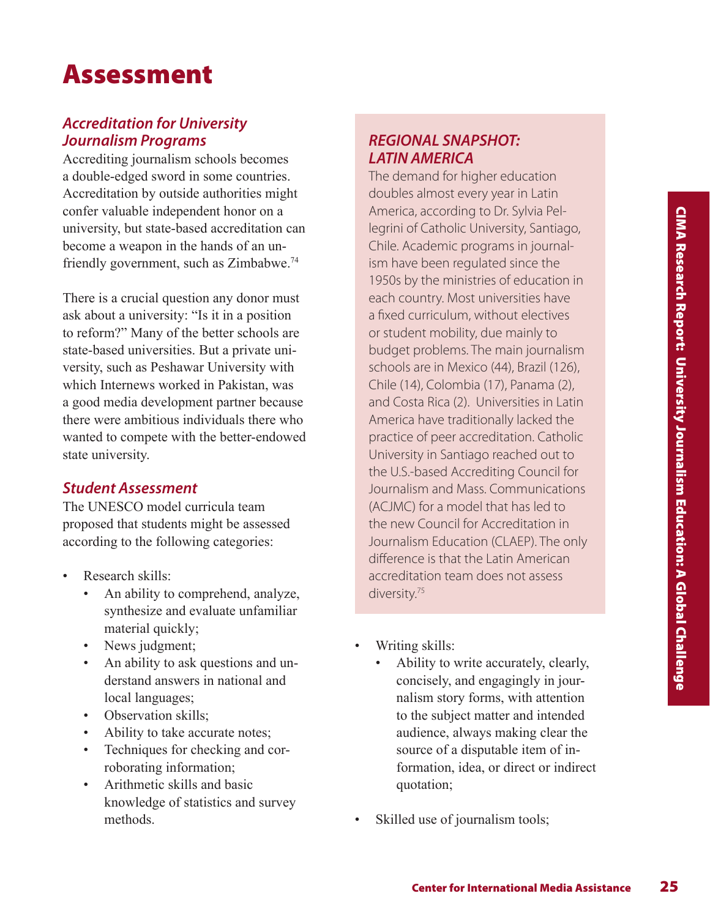# Assessment

### *Accreditation for University Journalism Programs*

Accrediting journalism schools becomes a double-edged sword in some countries. Accreditation by outside authorities might confer valuable independent honor on a university, but state-based accreditation can become a weapon in the hands of an unfriendly government, such as Zimbabwe.[74]

There is a crucial question any donor must ask about a university: "Is it in a position to reform?" Many of the better schools are state-based universities. But a private university, such as Peshawar University with which Internews worked in Pakistan, was a good media development partner because there were ambitious individuals there who wanted to compete with the better-endowed state university.

### *Student Assessment*

The UNESCO model curricula team proposed that students might be assessed according to the following categories:

- Research skills:
    - An ability to comprehend, analyze, synthesize and evaluate unfamiliar material quickly;
    - News judgment;
    - An ability to ask questions and understand answers in national and local languages;
    - Observation skills;
    - Ability to take accurate notes;
    - Techniques for checking and corroborating information;
    - Arithmetic skills and basic knowledge of statistics and survey methods.

### *REGIONAL SNAPSHOT: LATIN AMERICA*

The demand for higher education doubles almost every year in Latin America, according to Dr. Sylvia Pellegrini of Catholic University, Santiago, Chile. Academic programs in journalism have been regulated since the 1950s by the ministries of education in each country. Most universities have a fixed curriculum, without electives or student mobility, due mainly to budget problems. The main journalism schools are in Mexico (44), Brazil (126), Chile (14), Colombia (17), Panama (2), and Costa Rica (2). Universities in Latin America have traditionally lacked the practice of peer accreditation. Catholic University in Santiago reached out to the U.S.-based Accrediting Council for Journalism and Mass. Communications (ACJMC) for a model that has led to the new Council for Accreditation in Journalism Education (CLAEP). The only difference is that the Latin American accreditation team does not assess diversity.[75]

- Writing skills:
    - Ability to write accurately, clearly, concisely, and engagingly in journalism story forms, with attention to the subject matter and intended audience, always making clear the source of a disputable item of information, idea, or direct or indirect quotation;
- Skilled use of journalism tools;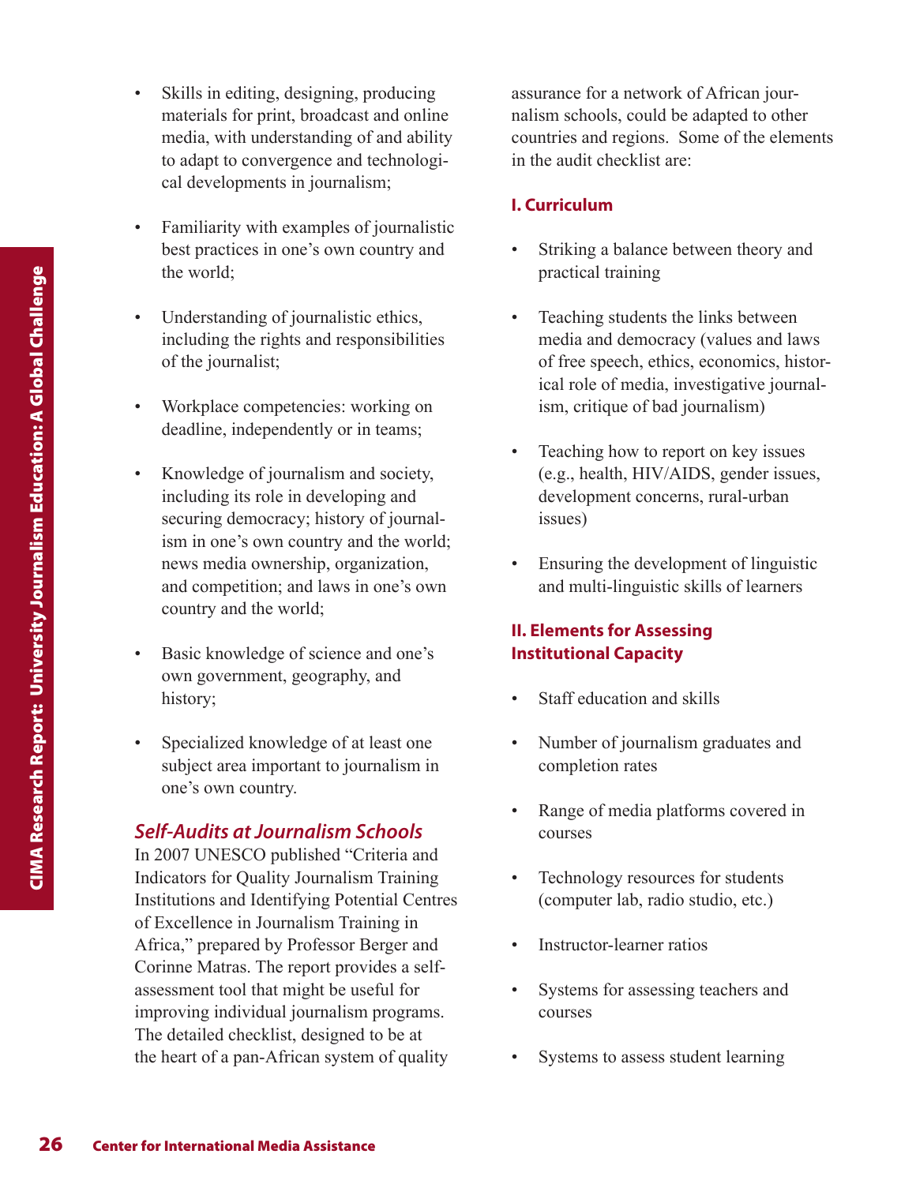- Skills in editing, designing, producing materials for print, broadcast and online media, with understanding of and ability to adapt to convergence and technological developments in journalism;
- Familiarity with examples of journalistic best practices in one's own country and the world;
- Understanding of journalistic ethics, including the rights and responsibilities of the journalist;
- Workplace competencies: working on deadline, independently or in teams;
- Knowledge of journalism and society, including its role in developing and securing democracy; history of journalism in one's own country and the world; news media ownership, organization, and competition; and laws in one's own country and the world;
- Basic knowledge of science and one's own government, geography, and history;
- Specialized knowledge of at least one subject area important to journalism in one's own country.

### *Self-Audits at Journalism Schools*

In 2007 UNESCO published "Criteria and Indicators for Quality Journalism Training Institutions and Identifying Potential Centres of Excellence in Journalism Training in Africa," prepared by Professor Berger and Corinne Matras. The report provides a self-assessment tool that might be useful for improving individual journalism programs. The detailed checklist, designed to be at the heart of a pan-African system of quality assurance for a network of African journalism schools, could be adapted to other countries and regions. Some of the elements in the audit checklist are:

#### I. Curriculum

- Striking a balance between theory and practical training
- Teaching students the links between media and democracy (values and laws of free speech, ethics, economics, historical role of media, investigative journalism, critique of bad journalism)
- Teaching how to report on key issues (e.g., health, HIV/AIDS, gender issues, development concerns, rural-urban issues)
- Ensuring the development of linguistic and multi-linguistic skills of learners

#### II. Elements for Assessing Institutional Capacity

- Staff education and skills
- Number of journalism graduates and completion rates
- Range of media platforms covered in courses
- Technology resources for students (computer lab, radio studio, etc.)
- Instructor-learner ratios
- Systems for assessing teachers and courses
- Systems to assess student learning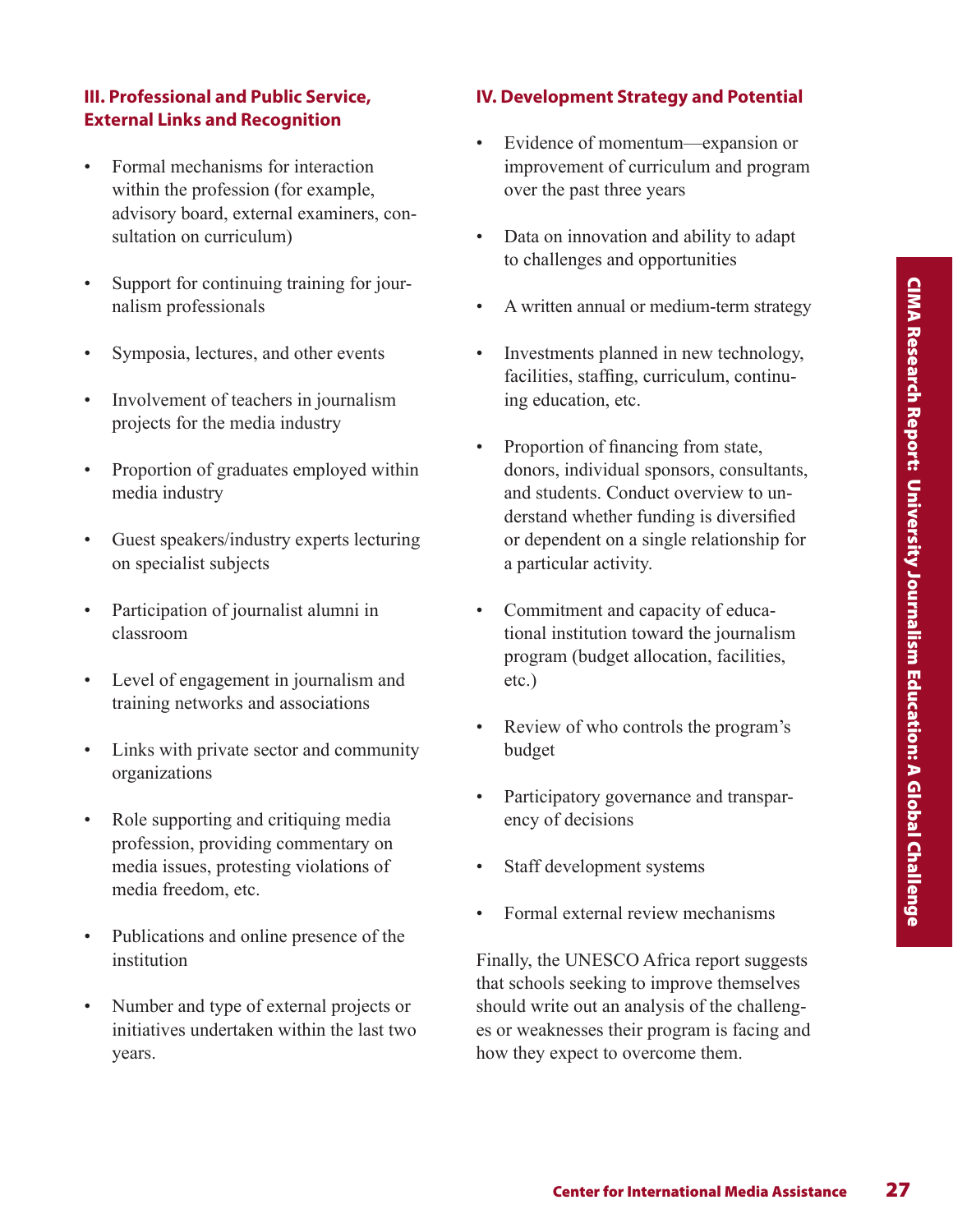### III. Professional and Public Service, External Links and Recognition

- Formal mechanisms for interaction within the profession (for example, advisory board, external examiners, consultation on curriculum)
- Support for continuing training for journalism professionals
- Symposia, lectures, and other events
- Involvement of teachers in journalism projects for the media industry
- Proportion of graduates employed within media industry
- Guest speakers/industry experts lecturing on specialist subjects
- Participation of journalist alumni in classroom
- Level of engagement in journalism and training networks and associations
- Links with private sector and community organizations
- Role supporting and critiquing media profession, providing commentary on media issues, protesting violations of media freedom, etc.
- Publications and online presence of the institution
- Number and type of external projects or initiatives undertaken within the last two years.

### IV. Development Strategy and Potential

- Evidence of momentum—expansion or improvement of curriculum and program over the past three years
- Data on innovation and ability to adapt to challenges and opportunities
- A written annual or medium-term strategy
- Investments planned in new technology, facilities, staffing, curriculum, continuing education, etc.
- Proportion of financing from state, donors, individual sponsors, consultants, and students. Conduct overview to understand whether funding is diversified or dependent on a single relationship for a particular activity.
- Commitment and capacity of educational institution toward the journalism program (budget allocation, facilities, etc.)
- Review of who controls the program's budget
- Participatory governance and transparency of decisions
- Staff development systems
- Formal external review mechanisms

Finally, the UNESCO Africa report suggests that schools seeking to improve themselves should write out an analysis of the challenges or weaknesses their program is facing and how they expect to overcome them.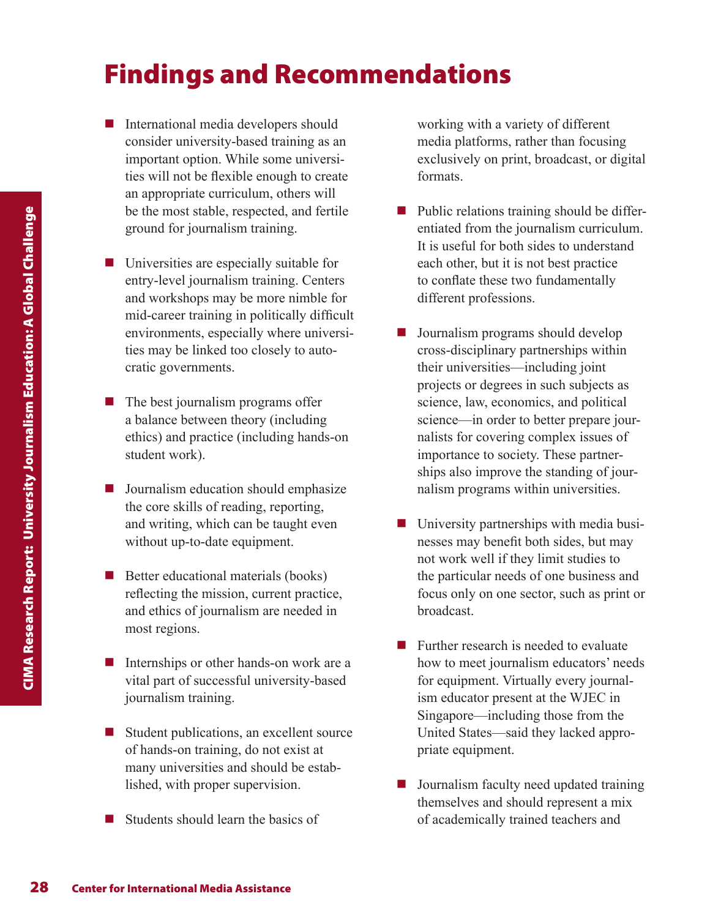# Findings and Recommendations

- International media developers should consider university-based training as an important option. While some universities will not be flexible enough to create an appropriate curriculum, others will be the most stable, respected, and fertile ground for journalism training.

- Universities are especially suitable for entry-level journalism training. Centers and workshops may be more nimble for mid-career training in politically difficult environments, especially where universities may be linked too closely to autocratic governments.

- The best journalism programs offer a balance between theory (including ethics) and practice (including hands-on student work).

- Journalism education should emphasize the core skills of reading, reporting, and writing, which can be taught even without up-to-date equipment.

- Better educational materials (books) reflecting the mission, current practice, and ethics of journalism are needed in most regions.

- Internships or other hands-on work are a vital part of successful university-based journalism training.

- Student publications, an excellent source of hands-on training, do not exist at many universities and should be established, with proper supervision.

- Students should learn the basics of working with a variety of different media platforms, rather than focusing exclusively on print, broadcast, or digital formats.

- Public relations training should be differentiated from the journalism curriculum. It is useful for both sides to understand each other, but it is not best practice to conflate these two fundamentally different professions.

- Journalism programs should develop cross-disciplinary partnerships within their universities—including joint projects or degrees in such subjects as science, law, economics, and political science—in order to better prepare journalists for covering complex issues of importance to society. These partnerships also improve the standing of journalism programs within universities.

- University partnerships with media businesses may benefit both sides, but may not work well if they limit studies to the particular needs of one business and focus only on one sector, such as print or broadcast.

- Further research is needed to evaluate how to meet journalism educators' needs for equipment. Virtually every journalism educator present at the WJEC in Singapore—including those from the United States—said they lacked appropriate equipment.

- Journalism faculty need updated training themselves and should represent a mix of academically trained teachers and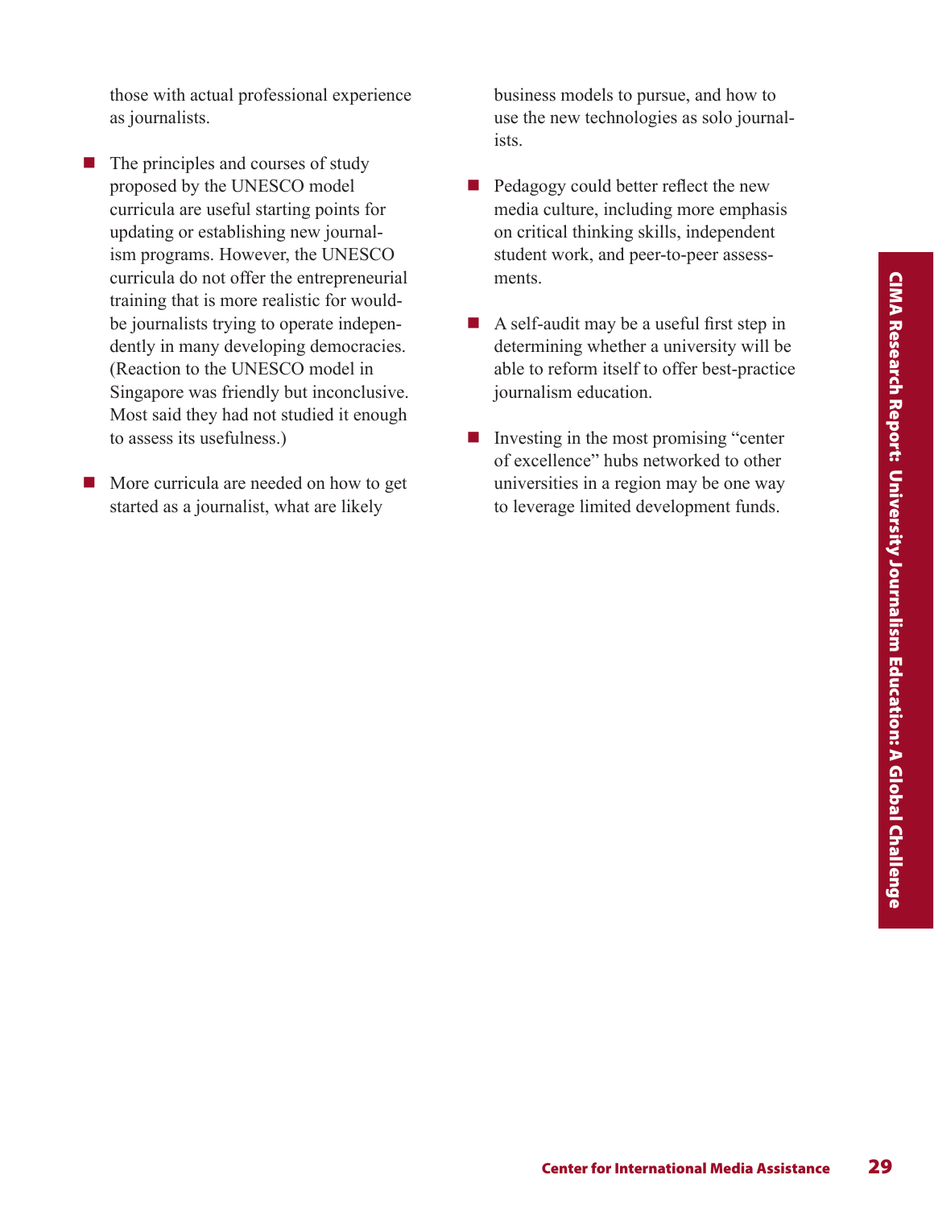those with actual professional experience as journalists.

- The principles and courses of study proposed by the UNESCO model curricula are useful starting points for updating or establishing new journalism programs. However, the UNESCO curricula do not offer the entrepreneurial training that is more realistic for would-be journalists trying to operate independently in many developing democracies. (Reaction to the UNESCO model in Singapore was friendly but inconclusive. Most said they had not studied it enough to assess its usefulness.)

- More curricula are needed on how to get started as a journalist, what are likely business models to pursue, and how to use the new technologies as solo journalists.

- Pedagogy could better reflect the new media culture, including more emphasis on critical thinking skills, independent student work, and peer-to-peer assessments.

- A self-audit may be a useful first step in determining whether a university will be able to reform itself to offer best-practice journalism education.

- Investing in the most promising “center of excellence” hubs networked to other universities in a region may be one way to leverage limited development funds.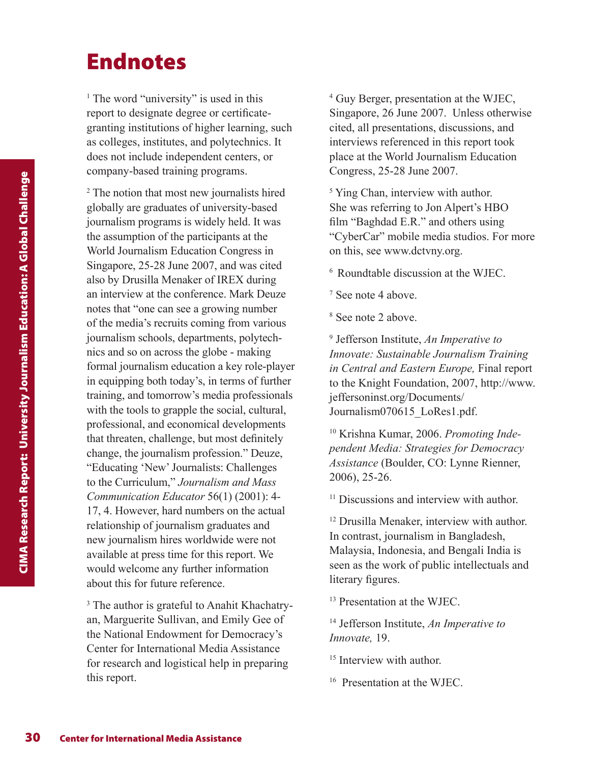# Endnotes

[1] The word "university" is used in this report to designate degree or certificate-granting institutions of higher learning, such as colleges, institutes, and polytechnics. It does not include independent centers, or company-based training programs.

[2] The notion that most new journalists hired globally are graduates of university-based journalism programs is widely held. It was the assumption of the participants at the World Journalism Education Congress in Singapore, 25-28 June 2007, and was cited also by Drusilla Menaker of IREX during an interview at the conference. Mark Deuze notes that "one can see a growing number of the media's recruits coming from various journalism schools, departments, polytechnics and so on across the globe - making formal journalism education a key role-player in equipping both today's, in terms of further training, and tomorrow's media professionals with the tools to grapple the social, cultural, professional, and economical developments that threaten, challenge, but most definitely change, the journalism profession." Deuze, "Educating 'New' Journalists: Challenges to the Curriculum," *Journalism and Mass Communication Educator* 56(1) (2001): 4-17, 4. However, hard numbers on the actual relationship of journalism graduates and new journalism hires worldwide were not available at press time for this report. We would welcome any further information about this for future reference.

[3] The author is grateful to Anahit Khachatryan, Marguerite Sullivan, and Emily Gee of the National Endowment for Democracy's Center for International Media Assistance for research and logistical help in preparing this report.

[4] Guy Berger, presentation at the WJEC, Singapore, 26 June 2007. Unless otherwise cited, all presentations, discussions, and interviews referenced in this report took place at the World Journalism Education Congress, 25-28 June 2007.

[5] Ying Chan, interview with author. She was referring to Jon Alpert's HBO film "Baghdad E.R." and others using "CyberCar" mobile media studios. For more on this, see www.dctvny.org.

[6] Roundtable discussion at the WJEC.

[7] See note 4 above.

[8] See note 2 above.

[9] Jefferson Institute, *An Imperative to Innovate: Sustainable Journalism Training in Central and Eastern Europe,* Final report to the Knight Foundation, 2007, http://www.jeffersoninst.org/Documents/Journalism070615_LoRes1.pdf.

[10] Krishna Kumar, 2006. *Promoting Independent Media: Strategies for Democracy Assistance* (Boulder, CO: Lynne Rienner, 2006), 25-26.

[11] Discussions and interview with author.

[12] Drusilla Menaker, interview with author. In contrast, journalism in Bangladesh, Malaysia, Indonesia, and Bengali India is seen as the work of public intellectuals and literary figures.

[13] Presentation at the WJEC.

[14] Jefferson Institute, *An Imperative to Innovate,* 19.

[15] Interview with author.

[16] Presentation at the WJEC.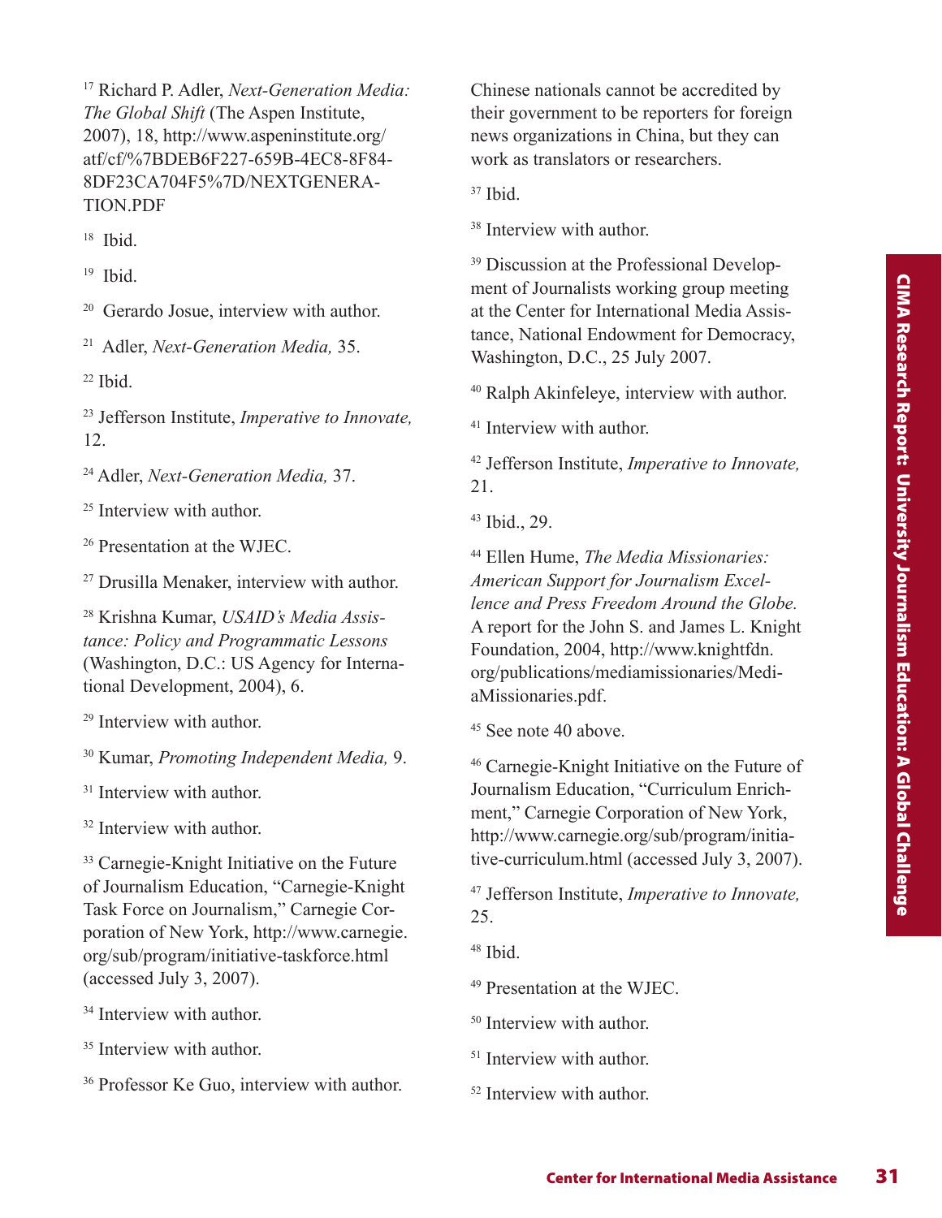[17] Richard P. Adler, *Next-Generation Media: The Global Shift* (The Aspen Institute, 2007), 18, http://www.aspeninstitute.org/atf/cf/%7BDEB6F227-659B-4EC8-8F84-8DF23CA704F5%7D/NEXTGENERATION.PDF

[18] Ibid.

[19] Ibid.

[20] Gerardo Josue, interview with author.

[21] Adler, *Next-Generation Media,* 35.

[22] Ibid.

[23] Jefferson Institute, *Imperative to Innovate,* 12.

[24] Adler, *Next-Generation Media,* 37.

[25] Interview with author.

[26] Presentation at the WJEC.

[27] Drusilla Menaker, interview with author.

[28] Krishna Kumar, *USAID's Media Assistance: Policy and Programmatic Lessons* (Washington, D.C.: US Agency for International Development, 2004), 6.

[29] Interview with author.

[30] Kumar, *Promoting Independent Media,* 9.

[31] Interview with author.

[32] Interview with author.

[33] Carnegie-Knight Initiative on the Future of Journalism Education, "Carnegie-Knight Task Force on Journalism," Carnegie Corporation of New York, http://www.carnegie.org/sub/program/initiative-taskforce.html (accessed July 3, 2007).

[34] Interview with author.

[35] Interview with author.

[36] Professor Ke Guo, interview with author. Chinese nationals cannot be accredited by their government to be reporters for foreign news organizations in China, but they can work as translators or researchers.

[37] Ibid.

[38] Interview with author.

[39] Discussion at the Professional Development of Journalists working group meeting at the Center for International Media Assistance, National Endowment for Democracy, Washington, D.C., 25 July 2007.

[40] Ralph Akinfeleye, interview with author.

[41] Interview with author.

[42] Jefferson Institute, *Imperative to Innovate,* 21.

[43] Ibid., 29.

[44] Ellen Hume, *The Media Missionaries: American Support for Journalism Excellence and Press Freedom Around the Globe.* A report for the John S. and James L. Knight Foundation, 2004, http://www.knightfdn.org/publications/mediamissionaries/MediaMissionaries.pdf.

[45] See note 40 above.

[46] Carnegie-Knight Initiative on the Future of Journalism Education, "Curriculum Enrichment," Carnegie Corporation of New York, http://www.carnegie.org/sub/program/initiative-curriculum.html (accessed July 3, 2007).

[47] Jefferson Institute, *Imperative to Innovate,* 25.

[48] Ibid.

[49] Presentation at the WJEC.

[50] Interview with author.

[51] Interview with author.

[52] Interview with author.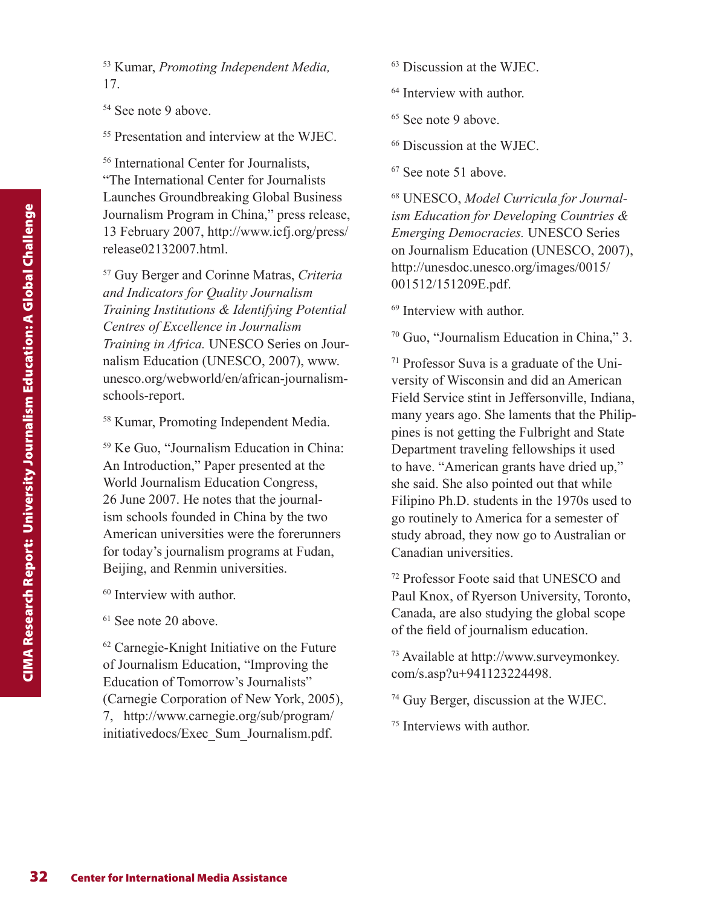[53] Kumar, *Promoting Independent Media,* 17.

[54] See note 9 above.

[55] Presentation and interview at the WJEC.

[56] International Center for Journalists, "The International Center for Journalists Launches Groundbreaking Global Business Journalism Program in China," press release, 13 February 2007, http://www.icfj.org/press/release02132007.html.

[57] Guy Berger and Corinne Matras, *Criteria and Indicators for Quality Journalism Training Institutions & Identifying Potential Centres of Excellence in Journalism Training in Africa.* UNESCO Series on Journalism Education (UNESCO, 2007), www.unesco.org/webworld/en/african-journalism-schools-report.

[58] Kumar, Promoting Independent Media.

[59] Ke Guo, "Journalism Education in China: An Introduction," Paper presented at the World Journalism Education Congress, 26 June 2007. He notes that the journalism schools founded in China by the two American universities were the forerunners for today's journalism programs at Fudan, Beijing, and Renmin universities.

[60] Interview with author.

[61] See note 20 above.

[62] Carnegie-Knight Initiative on the Future of Journalism Education, "Improving the Education of Tomorrow's Journalists" (Carnegie Corporation of New York, 2005), 7, http://www.carnegie.org/sub/program/initiativedocs/Exec_Sum_Journalism.pdf.

[63] Discussion at the WJEC.

[64] Interview with author.

[65] See note 9 above.

[66] Discussion at the WJEC.

[67] See note 51 above.

[68] UNESCO, *Model Curricula for Journalism Education for Developing Countries & Emerging Democracies.* UNESCO Series on Journalism Education (UNESCO, 2007), http://unesdoc.unesco.org/images/0015/001512/151209E.pdf.

[69] Interview with author.

[70] Guo, "Journalism Education in China," 3.

[71] Professor Suva is a graduate of the University of Wisconsin and did an American Field Service stint in Jeffersonville, Indiana, many years ago. She laments that the Philippines is not getting the Fulbright and State Department traveling fellowships it used to have. "American grants have dried up," she said. She also pointed out that while Filipino Ph.D. students in the 1970s used to go routinely to America for a semester of study abroad, they now go to Australian or Canadian universities.

[72] Professor Foote said that UNESCO and Paul Knox, of Ryerson University, Toronto, Canada, are also studying the global scope of the field of journalism education.

[73] Available at http://www.surveymonkey.com/s.asp?u+941123224498.

[74] Guy Berger, discussion at the WJEC.

[75] Interviews with author.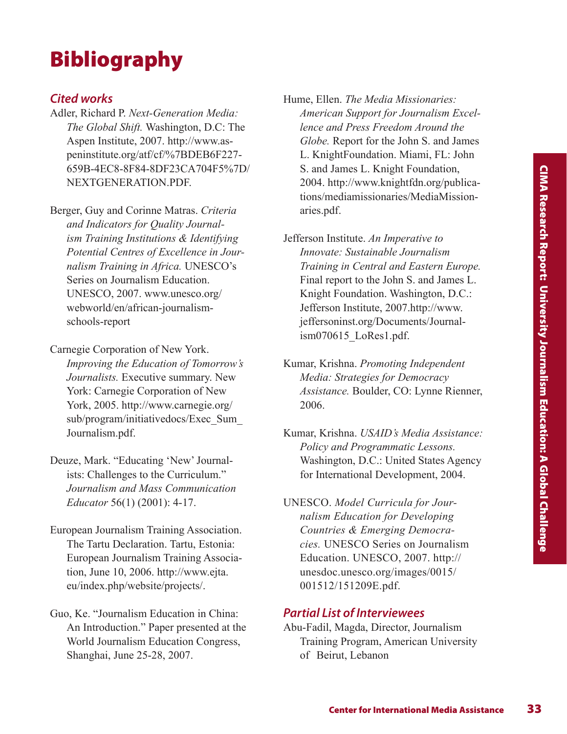# Bibliography

## *Cited works*

Adler, Richard P. *Next-Generation Media: The Global Shift.* Washington, D.C: The Aspen Institute, 2007. http://www.aspeninstitute.org/atf/cf/%7BDEB6F227-659B-4EC8-8F84-8DF23CA704F5%7D/NEXTGENERATION.PDF.

Berger, Guy and Corinne Matras. *Criteria and Indicators for Quality Journalism Training Institutions & Identifying Potential Centres of Excellence in Journalism Training in Africa.* UNESCO's Series on Journalism Education. UNESCO, 2007. www.unesco.org/webworld/en/african-journalism-schools-report

Carnegie Corporation of New York. *Improving the Education of Tomorrow's Journalists.* Executive summary. New York: Carnegie Corporation of New York, 2005. http://www.carnegie.org/sub/program/initiativedocs/Exec_Sum_Journalism.pdf.

Deuze, Mark. "Educating 'New' Journalists: Challenges to the Curriculum." *Journalism and Mass Communication Educator* 56(1) (2001): 4-17.

European Journalism Training Association. The Tartu Declaration. Tartu, Estonia: European Journalism Training Association, June 10, 2006. http://www.ejta.eu/index.php/website/projects/.

Guo, Ke. "Journalism Education in China: An Introduction." Paper presented at the World Journalism Education Congress, Shanghai, June 25-28, 2007.

Hume, Ellen. *The Media Missionaries: American Support for Journalism Excellence and Press Freedom Around the Globe.* Report for the John S. and James L. KnightFoundation. Miami, FL: John S. and James L. Knight Foundation, 2004. http://www.knightfdn.org/publications/mediamissionaries/MediaMissionaries.pdf.

Jefferson Institute. *An Imperative to Innovate: Sustainable Journalism Training in Central and Eastern Europe.* Final report to the John S. and James L. Knight Foundation. Washington, D.C.: Jefferson Institute, 2007.http://www.jeffersoninst.org/Documents/Journalism070615_LoRes1.pdf.

Kumar, Krishna. *Promoting Independent Media: Strategies for Democracy Assistance.* Boulder, CO: Lynne Rienner, 2006.

Kumar, Krishna. *USAID's Media Assistance: Policy and Programmatic Lessons.* Washington, D.C.: United States Agency for International Development, 2004.

UNESCO. *Model Curricula for Journalism Education for Developing Countries & Emerging Democracies.* UNESCO Series on Journalism Education. UNESCO, 2007. http://unesdoc.unesco.org/images/0015/001512/151209E.pdf.

## *Partial List of Interviewees*

Abu-Fadil, Magda, Director, Journalism Training Program, American University of Beirut, Lebanon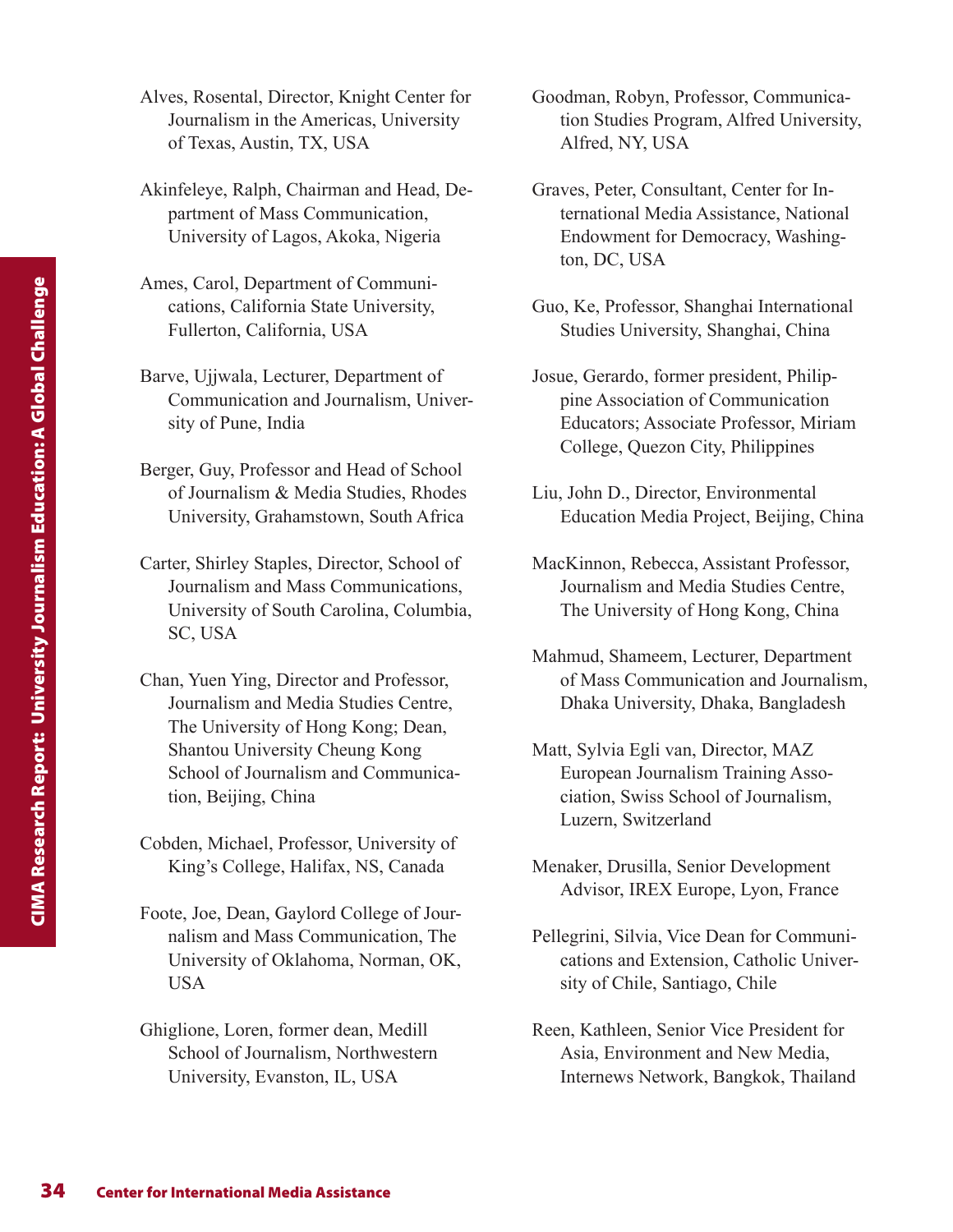Alves, Rosental, Director, Knight Center for Journalism in the Americas, University of Texas, Austin, TX, USA

Akinfeleye, Ralph, Chairman and Head, Department of Mass Communication, University of Lagos, Akoka, Nigeria

Ames, Carol, Department of Communications, California State University, Fullerton, California, USA

Barve, Ujjwala, Lecturer, Department of Communication and Journalism, University of Pune, India

Berger, Guy, Professor and Head of School of Journalism & Media Studies, Rhodes University, Grahamstown, South Africa

Carter, Shirley Staples, Director, School of Journalism and Mass Communications, University of South Carolina, Columbia, SC, USA

Chan, Yuen Ying, Director and Professor, Journalism and Media Studies Centre, The University of Hong Kong; Dean, Shantou University Cheung Kong School of Journalism and Communication, Beijing, China

Cobden, Michael, Professor, University of King's College, Halifax, NS, Canada

Foote, Joe, Dean, Gaylord College of Journalism and Mass Communication, The University of Oklahoma, Norman, OK, USA

Ghiglione, Loren, former dean, Medill School of Journalism, Northwestern University, Evanston, IL, USA

Goodman, Robyn, Professor, Communication Studies Program, Alfred University, Alfred, NY, USA

Graves, Peter, Consultant, Center for International Media Assistance, National Endowment for Democracy, Washington, DC, USA

Guo, Ke, Professor, Shanghai International Studies University, Shanghai, China

Josue, Gerardo, former president, Philippine Association of Communication Educators; Associate Professor, Miriam College, Quezon City, Philippines

Liu, John D., Director, Environmental Education Media Project, Beijing, China

MacKinnon, Rebecca, Assistant Professor, Journalism and Media Studies Centre, The University of Hong Kong, China

Mahmud, Shameem, Lecturer, Department of Mass Communication and Journalism, Dhaka University, Dhaka, Bangladesh

Matt, Sylvia Egli van, Director, MAZ European Journalism Training Association, Swiss School of Journalism, Luzern, Switzerland

Menaker, Drusilla, Senior Development Advisor, IREX Europe, Lyon, France

Pellegrini, Silvia, Vice Dean for Communications and Extension, Catholic University of Chile, Santiago, Chile

Reen, Kathleen, Senior Vice President for Asia, Environment and New Media, Internews Network, Bangkok, Thailand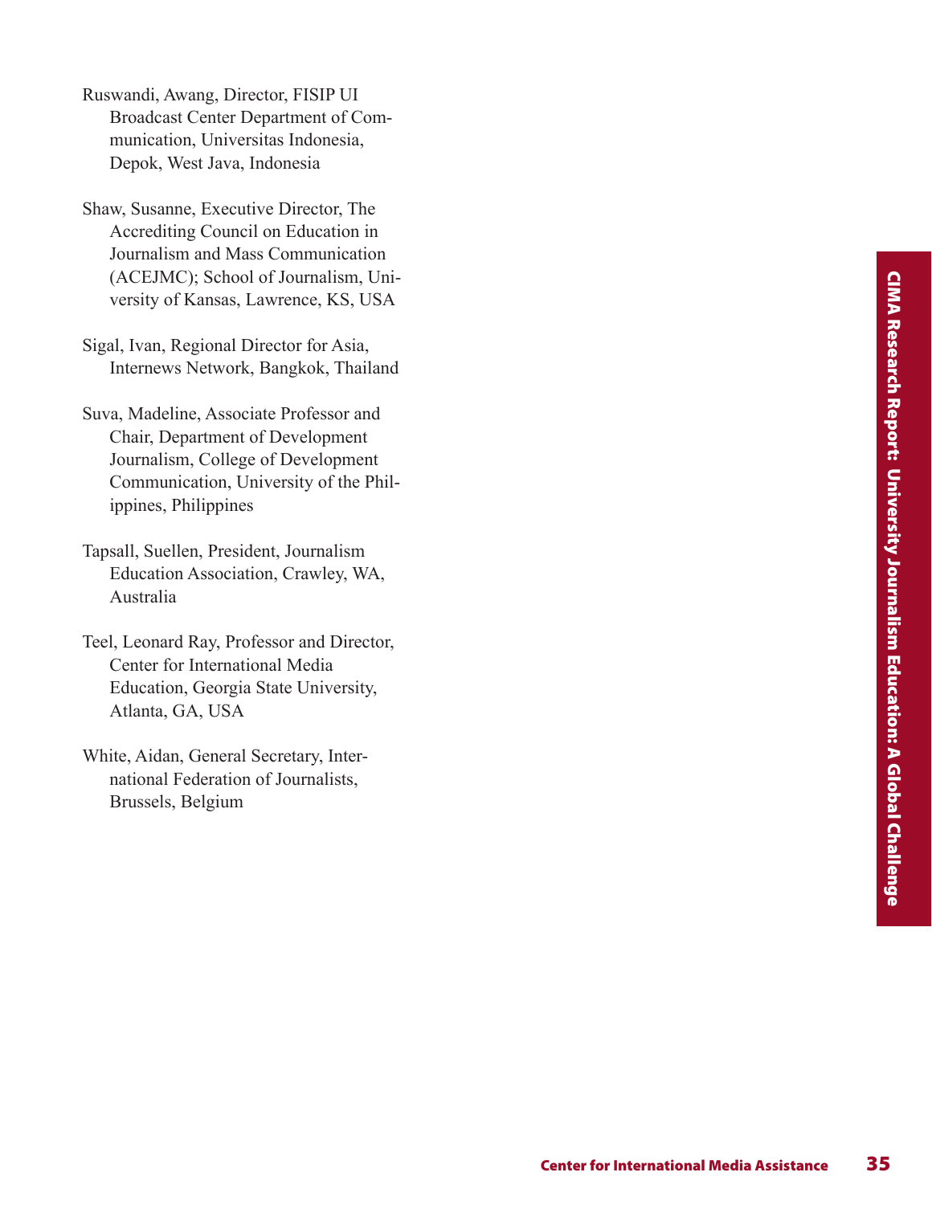Ruswandi, Awang, Director, FISIP UI Broadcast Center Department of Communication, Universitas Indonesia, Depok, West Java, Indonesia

Shaw, Susanne, Executive Director, The Accrediting Council on Education in Journalism and Mass Communication (ACEJMC); School of Journalism, University of Kansas, Lawrence, KS, USA

Sigal, Ivan, Regional Director for Asia, Internews Network, Bangkok, Thailand

Suva, Madeline, Associate Professor and Chair, Department of Development Journalism, College of Development Communication, University of the Philippines, Philippines

Tapsall, Suellen, President, Journalism Education Association, Crawley, WA, Australia

Teel, Leonard Ray, Professor and Director, Center for International Media Education, Georgia State University, Atlanta, GA, USA

White, Aidan, General Secretary, International Federation of Journalists, Brussels, Belgium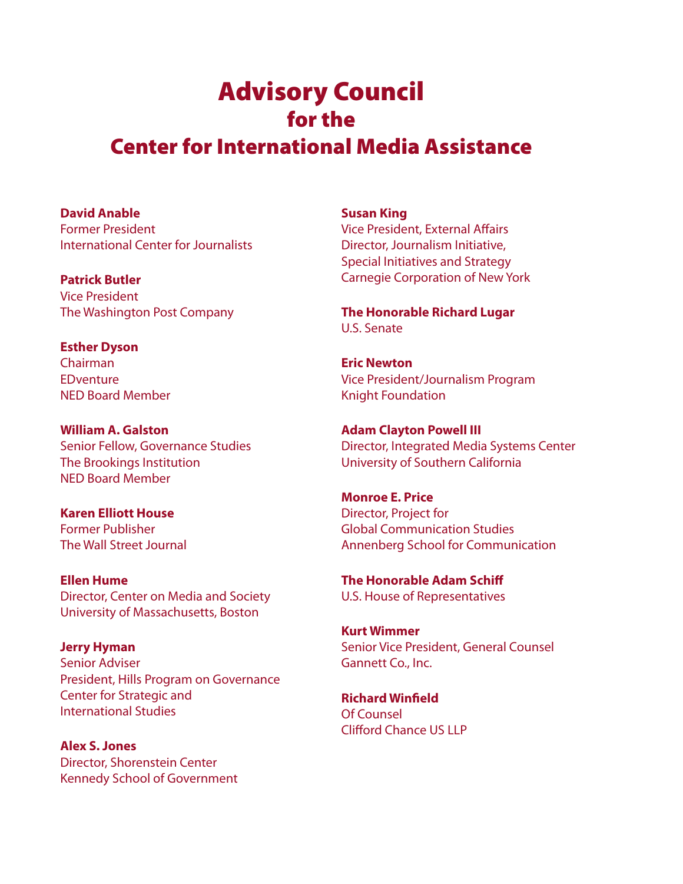# Advisory Council
## for the
## Center for International Media Assistance

**David Anable**
Former President
International Center for Journalists

**Patrick Butler**
Vice President
The Washington Post Company

**Esther Dyson**
Chairman
EDventure
NED Board Member

**William A. Galston**
Senior Fellow, Governance Studies
The Brookings Institution
NED Board Member

**Karen Elliott House**
Former Publisher
The Wall Street Journal

**Ellen Hume**
Director, Center on Media and Society
University of Massachusetts, Boston

**Jerry Hyman**
Senior Adviser
President, Hills Program on Governance
Center for Strategic and
International Studies

**Alex S. Jones**
Director, Shorenstein Center
Kennedy School of Government

**Susan King**
Vice President, External Affairs
Director, Journalism Initiative,
Special Initiatives and Strategy
Carnegie Corporation of New York

**The Honorable Richard Lugar**
U.S. Senate

**Eric Newton**
Vice President/Journalism Program
Knight Foundation

**Adam Clayton Powell III**
Director, Integrated Media Systems Center
University of Southern California

**Monroe E. Price**
Director, Project for
Global Communication Studies
Annenberg School for Communication

**The Honorable Adam Schiff**
U.S. House of Representatives

**Kurt Wimmer**
Senior Vice President, General Counsel
Gannett Co., Inc.

**Richard Winfield**
Of Counsel
Clifford Chance US LLP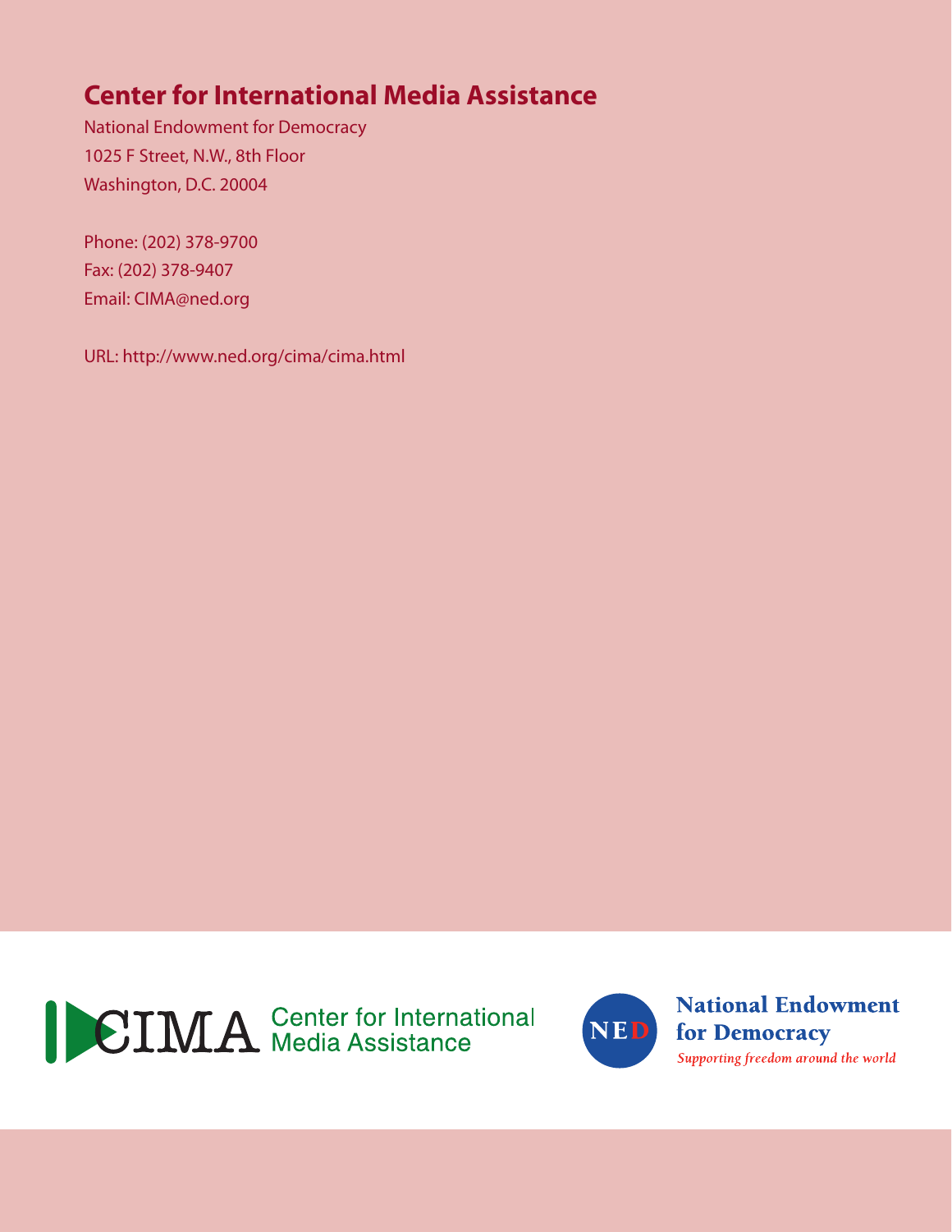## Center for International Media Assistance

National Endowment for Democracy
1025 F Street, N.W., 8th Floor
Washington, D.C. 20004

Phone: (202) 378-9700
Fax: (202) 378-9407
Email: CIMA@ned.org

URL: http://www.ned.org/cima/cima.html

CIMA Center for International Media Assistance

NED National Endowment for Democracy
*Supporting freedom around the world*